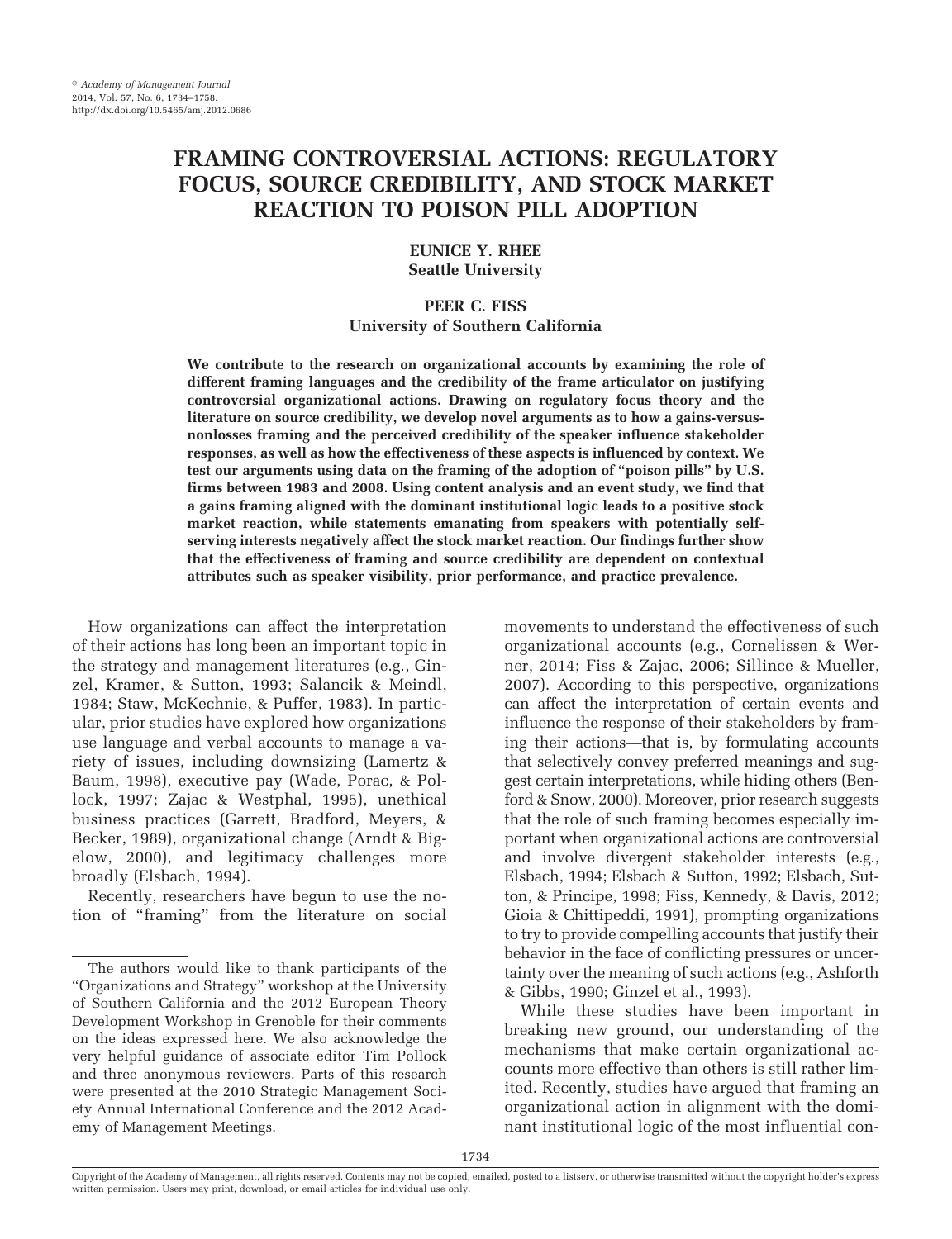# FRAMING CONTROVERSIAL ACTIONS: REGULATORY FOCUS, SOURCE CREDIBILITY, AND STOCK MARKET REACTION TO POISON PILL ADOPTION

**EUNICE Y. RHEE**
**Seattle University**

**PEER C. FISS**
**University of Southern California**

**We contribute to the research on organizational accounts by examining the role of different framing languages and the credibility of the frame articulator on justifying controversial organizational actions. Drawing on regulatory focus theory and the literature on source credibility, we develop novel arguments as to how a gains-versus-nonlosses framing and the perceived credibility of the speaker influence stakeholder responses, as well as how the effectiveness of these aspects is influenced by context. We test our arguments using data on the framing of the adoption of "poison pills" by U.S. firms between 1983 and 2008. Using content analysis and an event study, we find that a gains framing aligned with the dominant institutional logic leads to a positive stock market reaction, while statements emanating from speakers with potentially self-serving interests negatively affect the stock market reaction. Our findings further show that the effectiveness of framing and source credibility are dependent on contextual attributes such as speaker visibility, prior performance, and practice prevalence.**

How organizations can affect the interpretation of their actions has long been an important topic in the strategy and management literatures (e.g., Ginzel, Kramer, & Sutton, 1993; Salancik & Meindl, 1984; Staw, McKechnie, & Puffer, 1983). In particular, prior studies have explored how organizations use language and verbal accounts to manage a variety of issues, including downsizing (Lamertz & Baum, 1998), executive pay (Wade, Porac, & Pollock, 1997; Zajac & Westphal, 1995), unethical business practices (Garrett, Bradford, Meyers, & Becker, 1989), organizational change (Arndt & Bigelow, 2000), and legitimacy challenges more broadly (Elsbach, 1994).

Recently, researchers have begun to use the notion of "framing" from the literature on social movements to understand the effectiveness of such organizational accounts (e.g., Cornelissen & Werner, 2014; Fiss & Zajac, 2006; Sillince & Mueller, 2007). According to this perspective, organizations can affect the interpretation of certain events and influence the response of their stakeholders by framing their actions—that is, by formulating accounts that selectively convey preferred meanings and suggest certain interpretations, while hiding others (Benford & Snow, 2000). Moreover, prior research suggests that the role of such framing becomes especially important when organizational actions are controversial and involve divergent stakeholder interests (e.g., Elsbach, 1994; Elsbach & Sutton, 1992; Elsbach, Sutton, & Principe, 1998; Fiss, Kennedy, & Davis, 2012; Gioia & Chittipeddi, 1991), prompting organizations to try to provide compelling accounts that justify their behavior in the face of conflicting pressures or uncertainty over the meaning of such actions (e.g., Ashforth & Gibbs, 1990; Ginzel et al., 1993).

While these studies have been important in breaking new ground, our understanding of the mechanisms that make certain organizational accounts more effective than others is still rather limited. Recently, studies have argued that framing an organizational action in alignment with the dominant institutional logic of the most influential con-

The authors would like to thank participants of the "Organizations and Strategy" workshop at the University of Southern California and the 2012 European Theory Development Workshop in Grenoble for their comments on the ideas expressed here. We also acknowledge the very helpful guidance of associate editor Tim Pollock and three anonymous reviewers. Parts of this research were presented at the 2010 Strategic Management Society Annual International Conference and the 2012 Academy of Management Meetings.

Copyright of the Academy of Management, all rights reserved. Contents may not be copied, emailed, posted to a listserv, or otherwise transmitted without the copyright holder's express written permission. Users may print, download, or email articles for individual use only.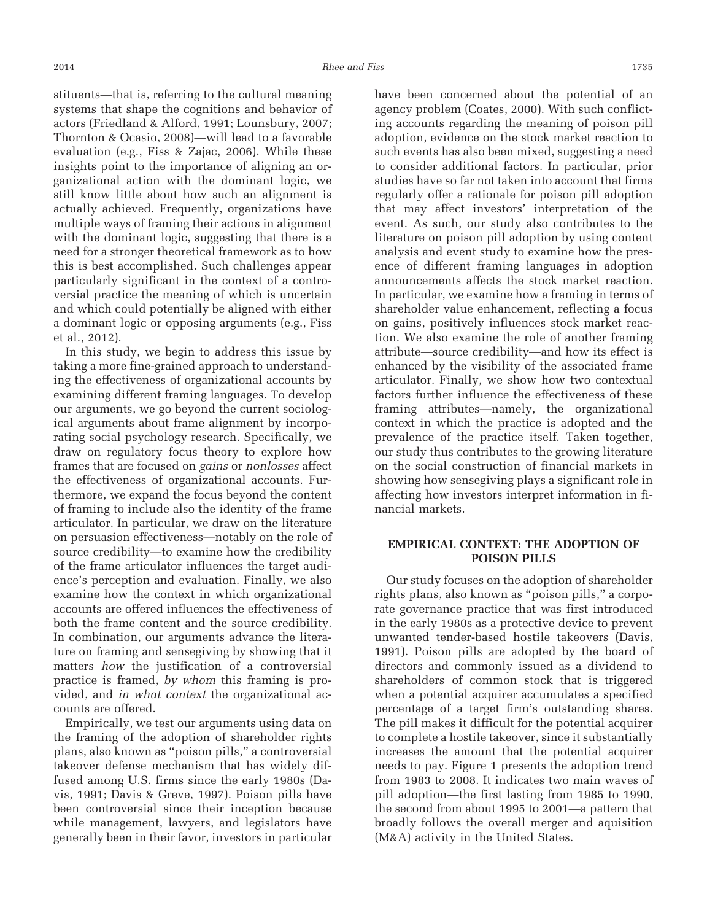stituents—that is, referring to the cultural meaning systems that shape the cognitions and behavior of actors (Friedland & Alford, 1991; Lounsbury, 2007; Thornton & Ocasio, 2008)—will lead to a favorable evaluation (e.g., Fiss & Zajac, 2006). While these insights point to the importance of aligning an organizational action with the dominant logic, we still know little about how such an alignment is actually achieved. Frequently, organizations have multiple ways of framing their actions in alignment with the dominant logic, suggesting that there is a need for a stronger theoretical framework as to how this is best accomplished. Such challenges appear particularly significant in the context of a controversial practice the meaning of which is uncertain and which could potentially be aligned with either a dominant logic or opposing arguments (e.g., Fiss et al., 2012).

In this study, we begin to address this issue by taking a more fine-grained approach to understanding the effectiveness of organizational accounts by examining different framing languages. To develop our arguments, we go beyond the current sociological arguments about frame alignment by incorporating social psychology research. Specifically, we draw on regulatory focus theory to explore how frames that are focused on *gains* or *nonlosses* affect the effectiveness of organizational accounts. Furthermore, we expand the focus beyond the content of framing to include also the identity of the frame articulator. In particular, we draw on the literature on persuasion effectiveness—notably on the role of source credibility—to examine how the credibility of the frame articulator influences the target audience's perception and evaluation. Finally, we also examine how the context in which organizational accounts are offered influences the effectiveness of both the frame content and the source credibility. In combination, our arguments advance the literature on framing and sensegiving by showing that it matters *how* the justification of a controversial practice is framed, *by whom* this framing is provided, and *in what context* the organizational accounts are offered.

Empirically, we test our arguments using data on the framing of the adoption of shareholder rights plans, also known as "poison pills," a controversial takeover defense mechanism that has widely diffused among U.S. firms since the early 1980s (Davis, 1991; Davis & Greve, 1997). Poison pills have been controversial since their inception because while management, lawyers, and legislators have generally been in their favor, investors in particular have been concerned about the potential of an agency problem (Coates, 2000). With such conflicting accounts regarding the meaning of poison pill adoption, evidence on the stock market reaction to such events has also been mixed, suggesting a need to consider additional factors. In particular, prior studies have so far not taken into account that firms regularly offer a rationale for poison pill adoption that may affect investors' interpretation of the event. As such, our study also contributes to the literature on poison pill adoption by using content analysis and event study to examine how the presence of different framing languages in adoption announcements affects the stock market reaction. In particular, we examine how a framing in terms of shareholder value enhancement, reflecting a focus on gains, positively influences stock market reaction. We also examine the role of another framing attribute—source credibility—and how its effect is enhanced by the visibility of the associated frame articulator. Finally, we show how two contextual factors further influence the effectiveness of these framing attributes—namely, the organizational context in which the practice is adopted and the prevalence of the practice itself. Taken together, our study thus contributes to the growing literature on the social construction of financial markets in showing how sensegiving plays a significant role in affecting how investors interpret information in financial markets.

## EMPIRICAL CONTEXT: THE ADOPTION OF POISON PILLS

Our study focuses on the adoption of shareholder rights plans, also known as "poison pills," a corporate governance practice that was first introduced in the early 1980s as a protective device to prevent unwanted tender-based hostile takeovers (Davis, 1991). Poison pills are adopted by the board of directors and commonly issued as a dividend to shareholders of common stock that is triggered when a potential acquirer accumulates a specified percentage of a target firm's outstanding shares. The pill makes it difficult for the potential acquirer to complete a hostile takeover, since it substantially increases the amount that the potential acquirer needs to pay. Figure 1 presents the adoption trend from 1983 to 2008. It indicates two main waves of pill adoption—the first lasting from 1985 to 1990, the second from about 1995 to 2001—a pattern that broadly follows the overall merger and aquisition (M&A) activity in the United States.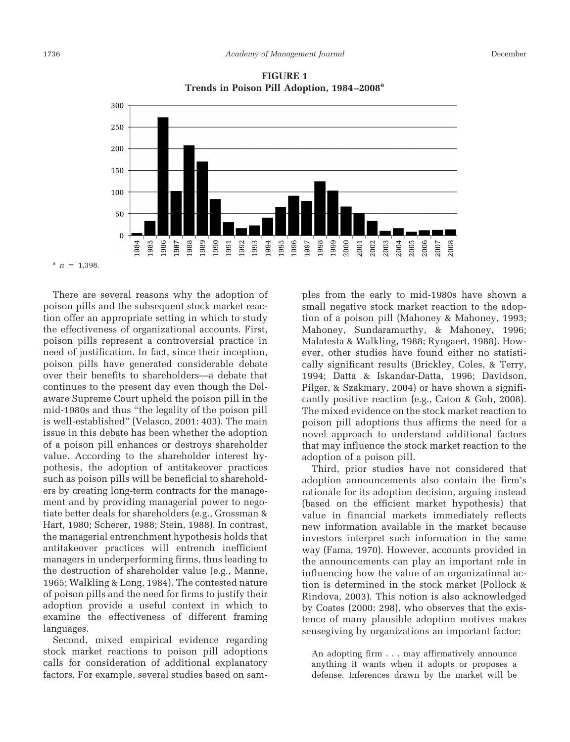**FIGURE 1**
**Trends in Poison Pill Adoption, 1984–2008[a]**

[a] $n$ = 1,398.

There are several reasons why the adoption of poison pills and the subsequent stock market reaction offer an appropriate setting in which to study the effectiveness of organizational accounts. First, poison pills represent a controversial practice in need of justification. In fact, since their inception, poison pills have generated considerable debate over their benefits to shareholders—a debate that continues to the present day even though the Delaware Supreme Court upheld the poison pill in the mid-1980s and thus "the legality of the poison pill is well-established" (Velasco, 2001: 403). The main issue in this debate has been whether the adoption of a poison pill enhances or destroys shareholder value. According to the shareholder interest hypothesis, the adoption of antitakeover practices such as poison pills will be beneficial to shareholders by creating long-term contracts for the management and by providing managerial power to negotiate better deals for shareholders (e.g., Grossman & Hart, 1980; Scherer, 1988; Stein, 1988). In contrast, the managerial entrenchment hypothesis holds that antitakeover practices will entrench inefficient managers in underperforming firms, thus leading to the destruction of shareholder value (e.g., Manne, 1965; Walkling & Long, 1984). The contested nature of poison pills and the need for firms to justify their adoption provide a useful context in which to examine the effectiveness of different framing languages.

Second, mixed empirical evidence regarding stock market reactions to poison pill adoptions calls for consideration of additional explanatory factors. For example, several studies based on samples from the early to mid-1980s have shown a small negative stock market reaction to the adoption of a poison pill (Mahoney & Mahoney, 1993; Mahoney, Sundaramurthy, & Mahoney, 1996; Malatesta & Walkling, 1988; Ryngaert, 1988). However, other studies have found either no statistically significant results (Brickley, Coles, & Terry, 1994; Datta & Iskandar-Datta, 1996; Davidson, Pilger, & Szakmary, 2004) or have shown a significantly positive reaction (e.g., Caton & Goh, 2008). The mixed evidence on the stock market reaction to poison pill adoptions thus affirms the need for a novel approach to understand additional factors that may influence the stock market reaction to the adoption of a poison pill.

Third, prior studies have not considered that adoption announcements also contain the firm's rationale for its adoption decision, arguing instead (based on the efficient market hypothesis) that value in financial markets immediately reflects new information available in the market because investors interpret such information in the same way (Fama, 1970). However, accounts provided in the announcements can play an important role in influencing how the value of an organizational action is determined in the stock market (Pollock & Rindova, 2003). This notion is also acknowledged by Coates (2000: 298), who observes that the existence of many plausible adoption motives makes sensegiving by organizations an important factor:

> An adopting firm . . . may affirmatively announce anything it wants when it adopts or proposes a defense. Inferences drawn by the market will be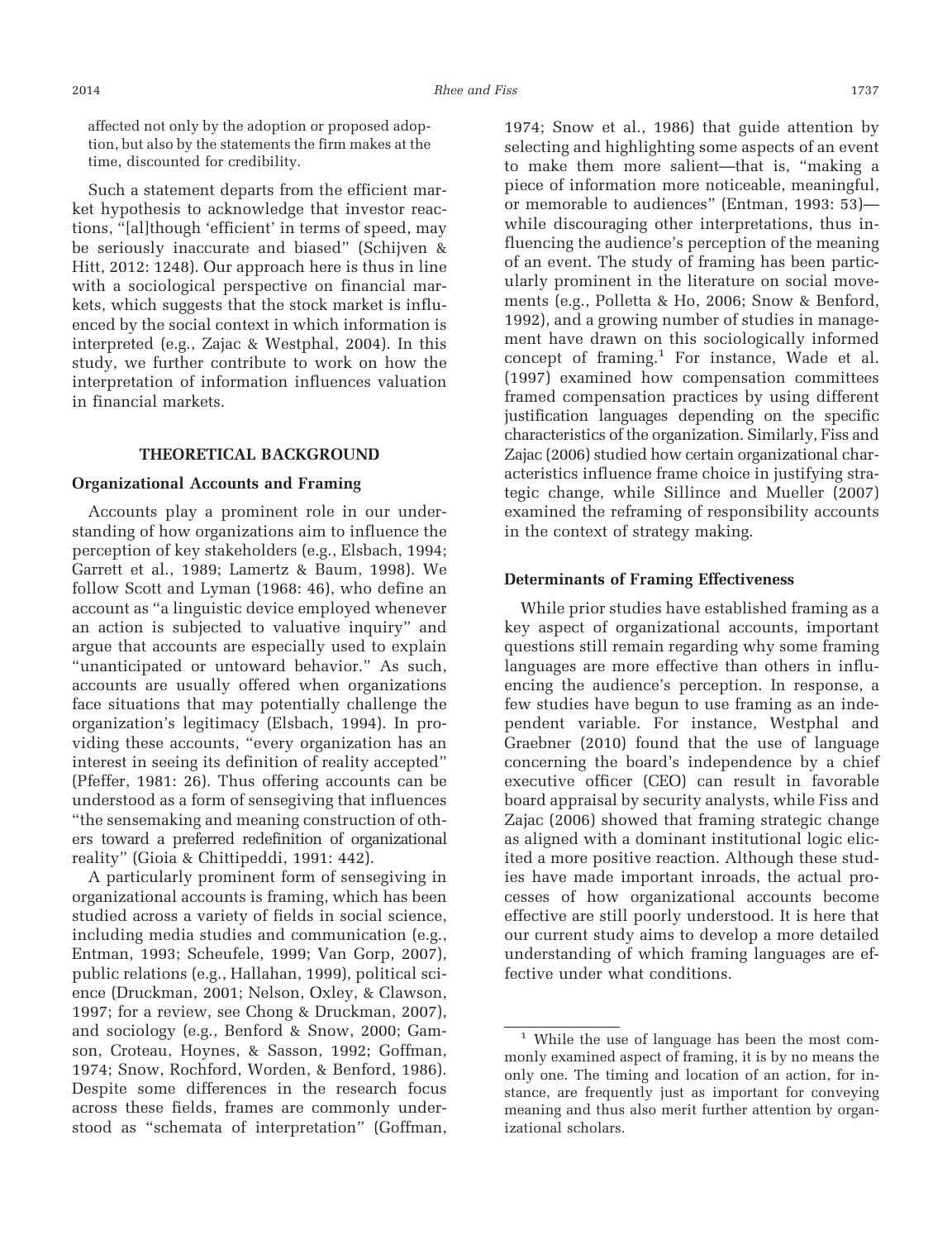affected not only by the adoption or proposed adoption, but also by the statements the firm makes at the time, discounted for credibility.

Such a statement departs from the efficient market hypothesis to acknowledge that investor reactions, "[al]though 'efficient' in terms of speed, may be seriously inaccurate and biased" (Schijven & Hitt, 2012: 1248). Our approach here is thus in line with a sociological perspective on financial markets, which suggests that the stock market is influenced by the social context in which information is interpreted (e.g., Zajac & Westphal, 2004). In this study, we further contribute to work on how the interpretation of information influences valuation in financial markets.

## THEORETICAL BACKGROUND

### Organizational Accounts and Framing

Accounts play a prominent role in our understanding of how organizations aim to influence the perception of key stakeholders (e.g., Elsbach, 1994; Garrett et al., 1989; Lamertz & Baum, 1998). We follow Scott and Lyman (1968: 46), who define an account as "a linguistic device employed whenever an action is subjected to valuative inquiry" and argue that accounts are especially used to explain "unanticipated or untoward behavior." As such, accounts are usually offered when organizations face situations that may potentially challenge the organization's legitimacy (Elsbach, 1994). In providing these accounts, "every organization has an interest in seeing its definition of reality accepted" (Pfeffer, 1981: 26). Thus offering accounts can be understood as a form of sensegiving that influences "the sensemaking and meaning construction of others toward a preferred redefinition of organizational reality" (Gioia & Chittipeddi, 1991: 442).

A particularly prominent form of sensegiving in organizational accounts is framing, which has been studied across a variety of fields in social science, including media studies and communication (e.g., Entman, 1993; Scheufele, 1999; Van Gorp, 2007), public relations (e.g., Hallahan, 1999), political science (Druckman, 2001; Nelson, Oxley, & Clawson, 1997; for a review, see Chong & Druckman, 2007), and sociology (e.g., Benford & Snow, 2000; Gamson, Croteau, Hoynes, & Sasson, 1992; Goffman, 1974; Snow, Rochford, Worden, & Benford, 1986). Despite some differences in the research focus across these fields, frames are commonly understood as "schemata of interpretation" (Goffman, 1974; Snow et al., 1986) that guide attention by selecting and highlighting some aspects of an event to make them more salient—that is, "making a piece of information more noticeable, meaningful, or memorable to audiences" (Entman, 1993: 53)—while discouraging other interpretations, thus influencing the audience's perception of the meaning of an event. The study of framing has been particularly prominent in the literature on social movements (e.g., Polletta & Ho, 2006; Snow & Benford, 1992), and a growing number of studies in management have drawn on this sociologically informed concept of framing.[1] For instance, Wade et al. (1997) examined how compensation committees framed compensation practices by using different justification languages depending on the specific characteristics of the organization. Similarly, Fiss and Zajac (2006) studied how certain organizational characteristics influence frame choice in justifying strategic change, while Sillince and Mueller (2007) examined the reframing of responsibility accounts in the context of strategy making.

### Determinants of Framing Effectiveness

While prior studies have established framing as a key aspect of organizational accounts, important questions still remain regarding why some framing languages are more effective than others in influencing the audience's perception. In response, a few studies have begun to use framing as an independent variable. For instance, Westphal and Graebner (2010) found that the use of language concerning the board's independence by a chief executive officer (CEO) can result in favorable board appraisal by security analysts, while Fiss and Zajac (2006) showed that framing strategic change as aligned with a dominant institutional logic elicited a more positive reaction. Although these studies have made important inroads, the actual processes of how organizational accounts become effective are still poorly understood. It is here that our current study aims to develop a more detailed understanding of which framing languages are effective under what conditions.

[1] While the use of language has been the most commonly examined aspect of framing, it is by no means the only one. The timing and location of an action, for instance, are frequently just as important for conveying meaning and thus also merit further attention by organizational scholars.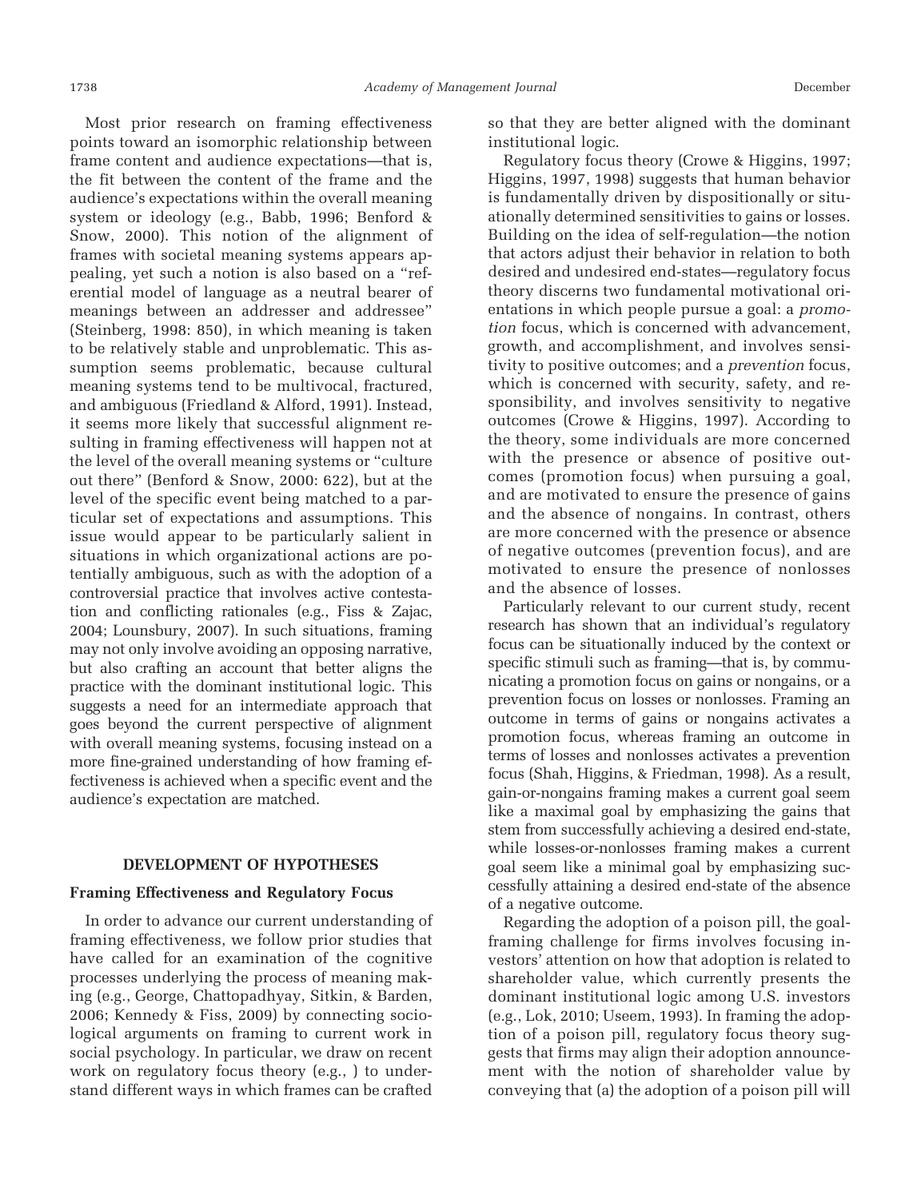Most prior research on framing effectiveness points toward an isomorphic relationship between frame content and audience expectations—that is, the fit between the content of the frame and the audience's expectations within the overall meaning system or ideology (e.g., Babb, 1996; Benford & Snow, 2000). This notion of the alignment of frames with societal meaning systems appears appealing, yet such a notion is also based on a "referential model of language as a neutral bearer of meanings between an addresser and addressee" (Steinberg, 1998: 850), in which meaning is taken to be relatively stable and unproblematic. This assumption seems problematic, because cultural meaning systems tend to be multivocal, fractured, and ambiguous (Friedland & Alford, 1991). Instead, it seems more likely that successful alignment resulting in framing effectiveness will happen not at the level of the overall meaning systems or "culture out there" (Benford & Snow, 2000: 622), but at the level of the specific event being matched to a particular set of expectations and assumptions. This issue would appear to be particularly salient in situations in which organizational actions are potentially ambiguous, such as with the adoption of a controversial practice that involves active contestation and conflicting rationales (e.g., Fiss & Zajac, 2004; Lounsbury, 2007). In such situations, framing may not only involve avoiding an opposing narrative, but also crafting an account that better aligns the practice with the dominant institutional logic. This suggests a need for an intermediate approach that goes beyond the current perspective of alignment with overall meaning systems, focusing instead on a more fine-grained understanding of how framing effectiveness is achieved when a specific event and the audience's expectation are matched.

## DEVELOPMENT OF HYPOTHESES

### Framing Effectiveness and Regulatory Focus

In order to advance our current understanding of framing effectiveness, we follow prior studies that have called for an examination of the cognitive processes underlying the process of meaning making (e.g., George, Chattopadhyay, Sitkin, & Barden, 2006; Kennedy & Fiss, 2009) by connecting sociological arguments on framing to current work in social psychology. In particular, we draw on recent work on regulatory focus theory (e.g., ) to understand different ways in which frames can be crafted so that they are better aligned with the dominant institutional logic.

Regulatory focus theory (Crowe & Higgins, 1997; Higgins, 1997, 1998) suggests that human behavior is fundamentally driven by dispositionally or situationally determined sensitivities to gains or losses. Building on the idea of self-regulation—the notion that actors adjust their behavior in relation to both desired and undesired end-states—regulatory focus theory discerns two fundamental motivational orientations in which people pursue a goal: a *promotion* focus, which is concerned with advancement, growth, and accomplishment, and involves sensitivity to positive outcomes; and a *prevention* focus, which is concerned with security, safety, and responsibility, and involves sensitivity to negative outcomes (Crowe & Higgins, 1997). According to the theory, some individuals are more concerned with the presence or absence of positive outcomes (promotion focus) when pursuing a goal, and are motivated to ensure the presence of gains and the absence of nongains. In contrast, others are more concerned with the presence or absence of negative outcomes (prevention focus), and are motivated to ensure the presence of nonlosses and the absence of losses.

Particularly relevant to our current study, recent research has shown that an individual's regulatory focus can be situationally induced by the context or specific stimuli such as framing—that is, by communicating a promotion focus on gains or nongains, or a prevention focus on losses or nonlosses. Framing an outcome in terms of gains or nongains activates a promotion focus, whereas framing an outcome in terms of losses and nonlosses activates a prevention focus (Shah, Higgins, & Friedman, 1998). As a result, gain-or-nongains framing makes a current goal seem like a maximal goal by emphasizing the gains that stem from successfully achieving a desired end-state, while losses-or-nonlosses framing makes a current goal seem like a minimal goal by emphasizing successfully attaining a desired end-state of the absence of a negative outcome.

Regarding the adoption of a poison pill, the goal-framing challenge for firms involves focusing investors' attention on how that adoption is related to shareholder value, which currently presents the dominant institutional logic among U.S. investors (e.g., Lok, 2010; Useem, 1993). In framing the adoption of a poison pill, regulatory focus theory suggests that firms may align their adoption announcement with the notion of shareholder value by conveying that (a) the adoption of a poison pill will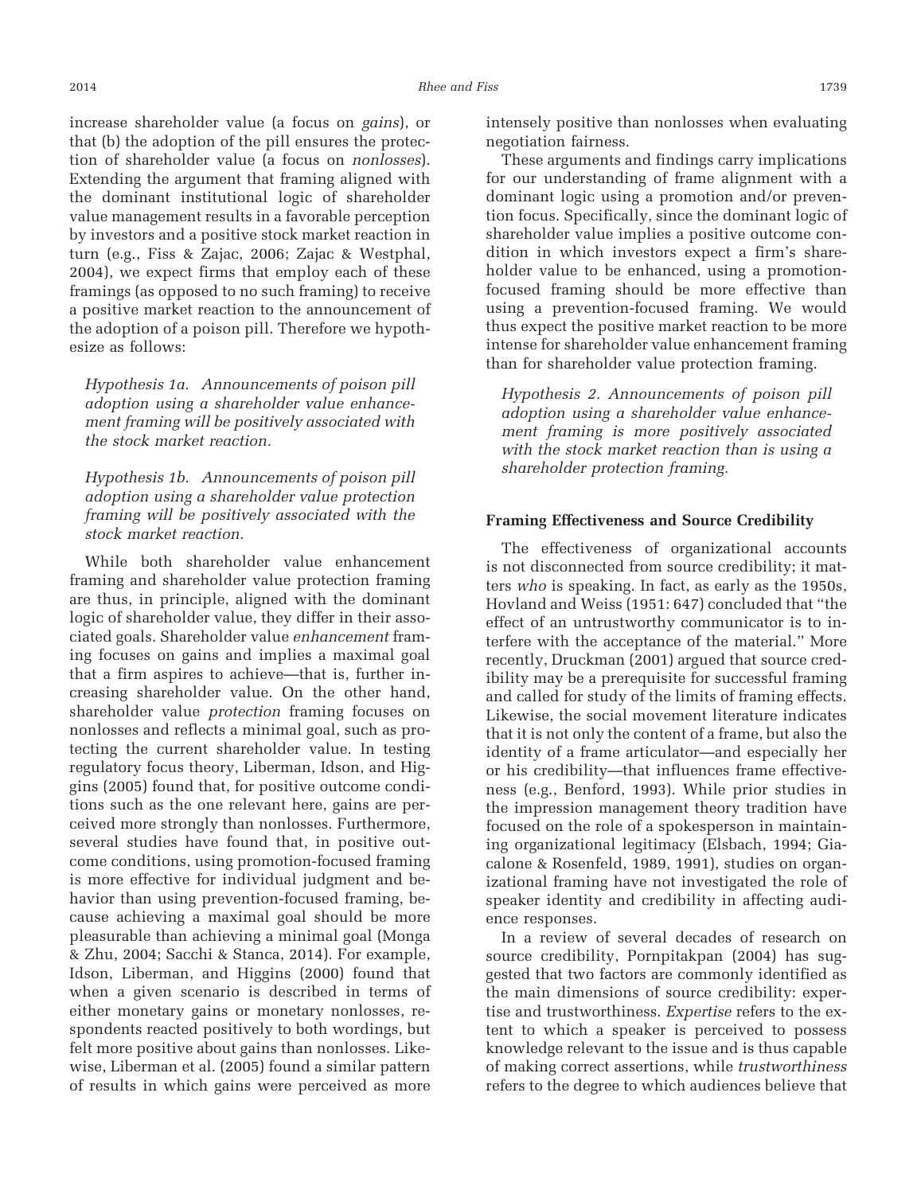increase shareholder value (a focus on *gains*), or that (b) the adoption of the pill ensures the protection of shareholder value (a focus on *nonlosses*). Extending the argument that framing aligned with the dominant institutional logic of shareholder value management results in a favorable perception by investors and a positive stock market reaction in turn (e.g., Fiss & Zajac, 2006; Zajac & Westphal, 2004), we expect firms that employ each of these framings (as opposed to no such framing) to receive a positive market reaction to the announcement of the adoption of a poison pill. Therefore we hypothesize as follows:

*Hypothesis 1a. Announcements of poison pill adoption using a shareholder value enhancement framing will be positively associated with the stock market reaction.*

*Hypothesis 1b. Announcements of poison pill adoption using a shareholder value protection framing will be positively associated with the stock market reaction.*

While both shareholder value enhancement framing and shareholder value protection framing are thus, in principle, aligned with the dominant logic of shareholder value, they differ in their associated goals. Shareholder value *enhancement* framing focuses on gains and implies a maximal goal that a firm aspires to achieve—that is, further increasing shareholder value. On the other hand, shareholder value *protection* framing focuses on nonlosses and reflects a minimal goal, such as protecting the current shareholder value. In testing regulatory focus theory, Liberman, Idson, and Higgins (2005) found that, for positive outcome conditions such as the one relevant here, gains are perceived more strongly than nonlosses. Furthermore, several studies have found that, in positive outcome conditions, using promotion-focused framing is more effective for individual judgment and behavior than using prevention-focused framing, because achieving a maximal goal should be more pleasurable than achieving a minimal goal (Monga & Zhu, 2004; Sacchi & Stanca, 2014). For example, Idson, Liberman, and Higgins (2000) found that when a given scenario is described in terms of either monetary gains or monetary nonlosses, respondents reacted positively to both wordings, but felt more positive about gains than nonlosses. Likewise, Liberman et al. (2005) found a similar pattern of results in which gains were perceived as more intensely positive than nonlosses when evaluating negotiation fairness.

These arguments and findings carry implications for our understanding of frame alignment with a dominant logic using a promotion and/or prevention focus. Specifically, since the dominant logic of shareholder value implies a positive outcome condition in which investors expect a firm's shareholder value to be enhanced, using a promotion-focused framing should be more effective than using a prevention-focused framing. We would thus expect the positive market reaction to be more intense for shareholder value enhancement framing than for shareholder value protection framing.

*Hypothesis 2. Announcements of poison pill adoption using a shareholder value enhancement framing is more positively associated with the stock market reaction than is using a shareholder protection framing.*

### Framing Effectiveness and Source Credibility

The effectiveness of organizational accounts is not disconnected from source credibility; it matters *who* is speaking. In fact, as early as the 1950s, Hovland and Weiss (1951: 647) concluded that "the effect of an untrustworthy communicator is to interfere with the acceptance of the material." More recently, Druckman (2001) argued that source credibility may be a prerequisite for successful framing and called for study of the limits of framing effects. Likewise, the social movement literature indicates that it is not only the content of a frame, but also the identity of a frame articulator—and especially her or his credibility—that influences frame effectiveness (e.g., Benford, 1993). While prior studies in the impression management theory tradition have focused on the role of a spokesperson in maintaining organizational legitimacy (Elsbach, 1994; Giacalone & Rosenfeld, 1989, 1991), studies on organizational framing have not investigated the role of speaker identity and credibility in affecting audience responses.

In a review of several decades of research on source credibility, Pornpitakpan (2004) has suggested that two factors are commonly identified as the main dimensions of source credibility: expertise and trustworthiness. *Expertise* refers to the extent to which a speaker is perceived to possess knowledge relevant to the issue and is thus capable of making correct assertions, while *trustworthiness* refers to the degree to which audiences believe that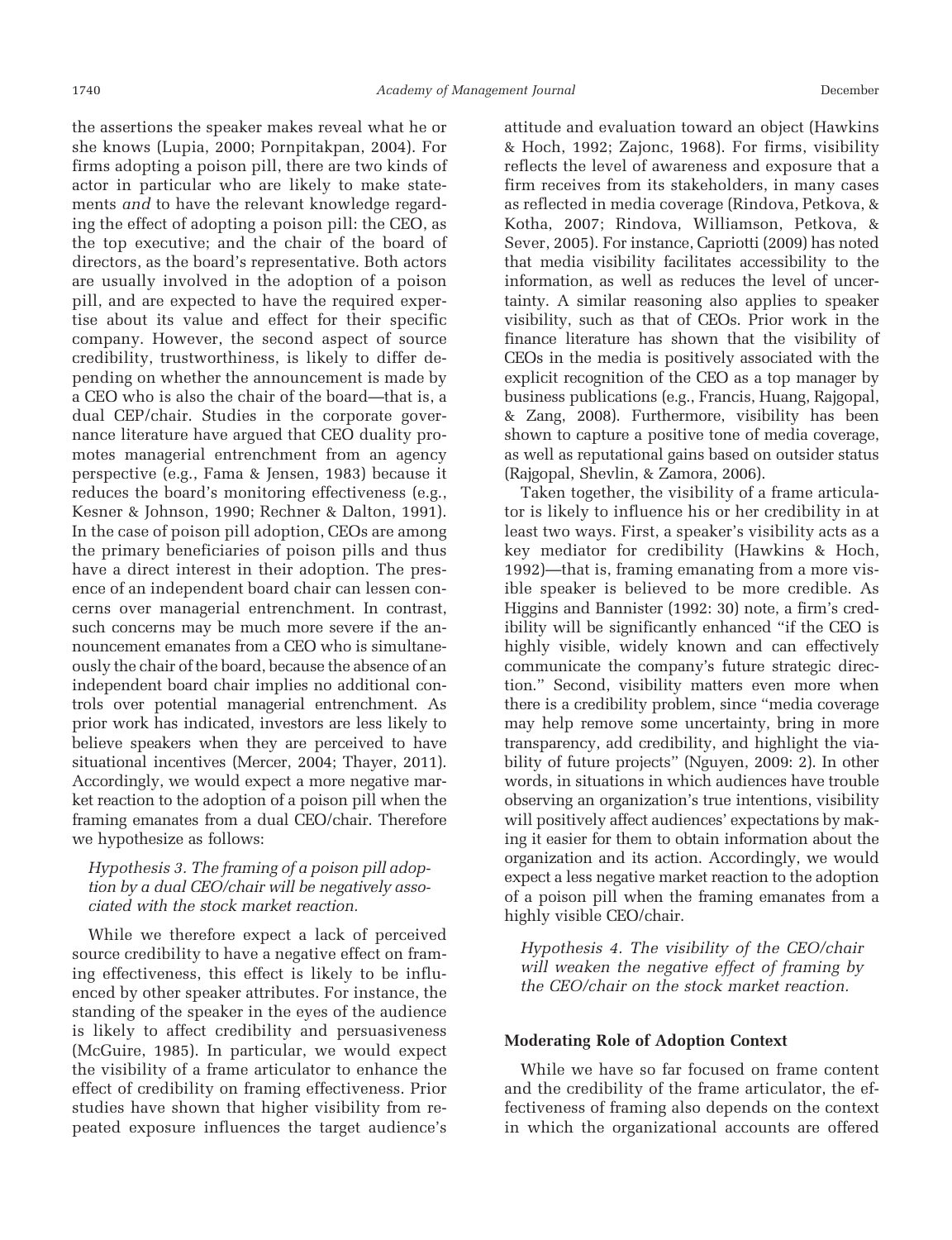the assertions the speaker makes reveal what he or she knows (Lupia, 2000; Pornpitakpan, 2004). For firms adopting a poison pill, there are two kinds of actor in particular who are likely to make statements *and* to have the relevant knowledge regarding the effect of adopting a poison pill: the CEO, as the top executive; and the chair of the board of directors, as the board's representative. Both actors are usually involved in the adoption of a poison pill, and are expected to have the required expertise about its value and effect for their specific company. However, the second aspect of source credibility, trustworthiness, is likely to differ depending on whether the announcement is made by a CEO who is also the chair of the board—that is, a dual CEP/chair. Studies in the corporate governance literature have argued that CEO duality promotes managerial entrenchment from an agency perspective (e.g., Fama & Jensen, 1983) because it reduces the board's monitoring effectiveness (e.g., Kesner & Johnson, 1990; Rechner & Dalton, 1991). In the case of poison pill adoption, CEOs are among the primary beneficiaries of poison pills and thus have a direct interest in their adoption. The presence of an independent board chair can lessen concerns over managerial entrenchment. In contrast, such concerns may be much more severe if the announcement emanates from a CEO who is simultaneously the chair of the board, because the absence of an independent board chair implies no additional controls over potential managerial entrenchment. As prior work has indicated, investors are less likely to believe speakers when they are perceived to have situational incentives (Mercer, 2004; Thayer, 2011). Accordingly, we would expect a more negative market reaction to the adoption of a poison pill when the framing emanates from a dual CEO/chair. Therefore we hypothesize as follows:

*Hypothesis 3. The framing of a poison pill adoption by a dual CEO/chair will be negatively associated with the stock market reaction.*

While we therefore expect a lack of perceived source credibility to have a negative effect on framing effectiveness, this effect is likely to be influenced by other speaker attributes. For instance, the standing of the speaker in the eyes of the audience is likely to affect credibility and persuasiveness (McGuire, 1985). In particular, we would expect the visibility of a frame articulator to enhance the effect of credibility on framing effectiveness. Prior studies have shown that higher visibility from repeated exposure influences the target audience's attitude and evaluation toward an object (Hawkins & Hoch, 1992; Zajonc, 1968). For firms, visibility reflects the level of awareness and exposure that a firm receives from its stakeholders, in many cases as reflected in media coverage (Rindova, Petkova, & Kotha, 2007; Rindova, Williamson, Petkova, & Sever, 2005). For instance, Capriotti (2009) has noted that media visibility facilitates accessibility to the information, as well as reduces the level of uncertainty. A similar reasoning also applies to speaker visibility, such as that of CEOs. Prior work in the finance literature has shown that the visibility of CEOs in the media is positively associated with the explicit recognition of the CEO as a top manager by business publications (e.g., Francis, Huang, Rajgopal, & Zang, 2008). Furthermore, visibility has been shown to capture a positive tone of media coverage, as well as reputational gains based on outsider status (Rajgopal, Shevlin, & Zamora, 2006).

Taken together, the visibility of a frame articulator is likely to influence his or her credibility in at least two ways. First, a speaker's visibility acts as a key mediator for credibility (Hawkins & Hoch, 1992)—that is, framing emanating from a more visible speaker is believed to be more credible. As Higgins and Bannister (1992: 30) note, a firm's credibility will be significantly enhanced "if the CEO is highly visible, widely known and can effectively communicate the company's future strategic direction." Second, visibility matters even more when there is a credibility problem, since "media coverage may help remove some uncertainty, bring in more transparency, add credibility, and highlight the viability of future projects" (Nguyen, 2009: 2). In other words, in situations in which audiences have trouble observing an organization's true intentions, visibility will positively affect audiences' expectations by making it easier for them to obtain information about the organization and its action. Accordingly, we would expect a less negative market reaction to the adoption of a poison pill when the framing emanates from a highly visible CEO/chair.

*Hypothesis 4. The visibility of the CEO/chair will weaken the negative effect of framing by the CEO/chair on the stock market reaction.*

### Moderating Role of Adoption Context

While we have so far focused on frame content and the credibility of the frame articulator, the effectiveness of framing also depends on the context in which the organizational accounts are offered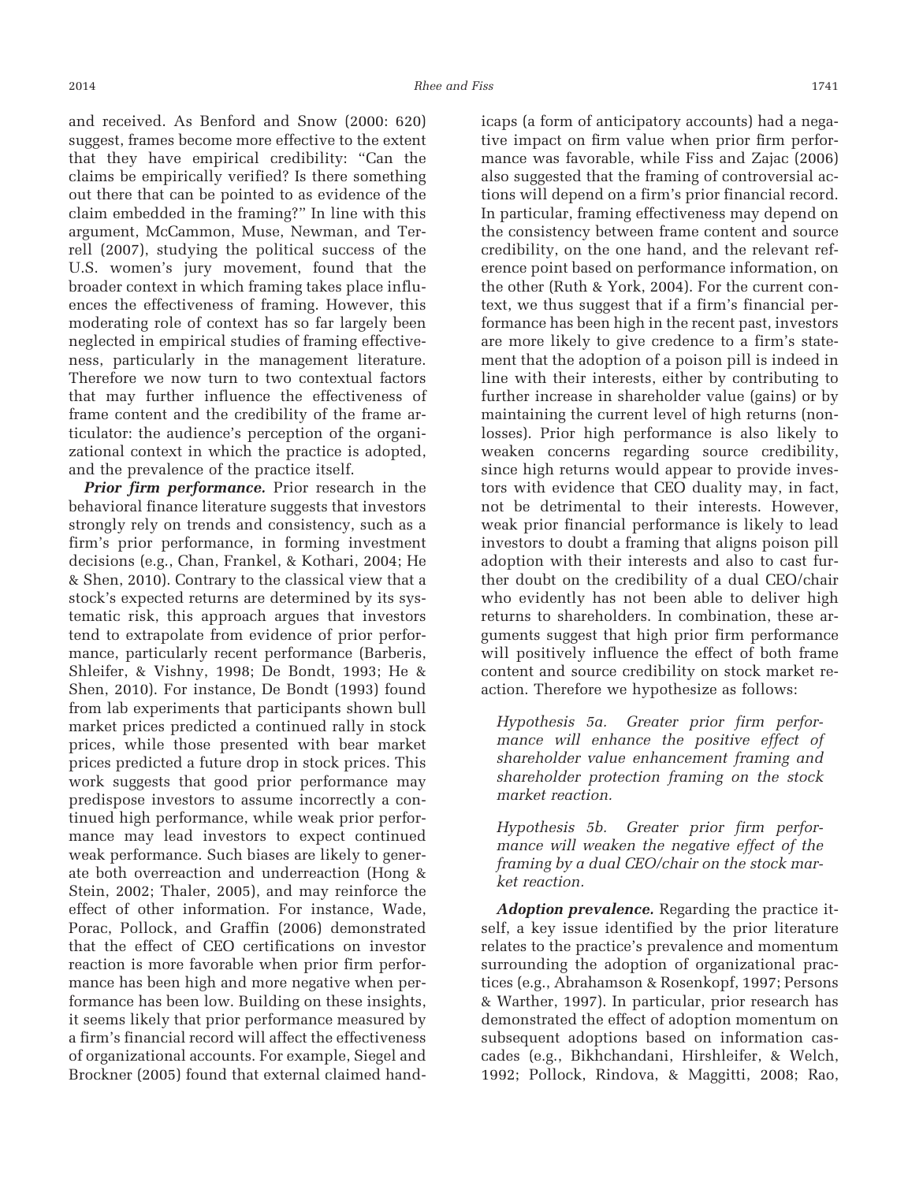and received. As Benford and Snow (2000: 620) suggest, frames become more effective to the extent that they have empirical credibility: "Can the claims be empirically verified? Is there something out there that can be pointed to as evidence of the claim embedded in the framing?" In line with this argument, McCammon, Muse, Newman, and Terrell (2007), studying the political success of the U.S. women's jury movement, found that the broader context in which framing takes place influences the effectiveness of framing. However, this moderating role of context has so far largely been neglected in empirical studies of framing effectiveness, particularly in the management literature. Therefore we now turn to two contextual factors that may further influence the effectiveness of frame content and the credibility of the frame articulator: the audience's perception of the organizational context in which the practice is adopted, and the prevalence of the practice itself.

***Prior firm performance.*** Prior research in the behavioral finance literature suggests that investors strongly rely on trends and consistency, such as a firm's prior performance, in forming investment decisions (e.g., Chan, Frankel, & Kothari, 2004; He & Shen, 2010). Contrary to the classical view that a stock's expected returns are determined by its systematic risk, this approach argues that investors tend to extrapolate from evidence of prior performance, particularly recent performance (Barberis, Shleifer, & Vishny, 1998; De Bondt, 1993; He & Shen, 2010). For instance, De Bondt (1993) found from lab experiments that participants shown bull market prices predicted a continued rally in stock prices, while those presented with bear market prices predicted a future drop in stock prices. This work suggests that good prior performance may predispose investors to assume incorrectly a continued high performance, while weak prior performance may lead investors to expect continued weak performance. Such biases are likely to generate both overreaction and underreaction (Hong & Stein, 2002; Thaler, 2005), and may reinforce the effect of other information. For instance, Wade, Porac, Pollock, and Graffin (2006) demonstrated that the effect of CEO certifications on investor reaction is more favorable when prior firm performance has been high and more negative when performance has been low. Building on these insights, it seems likely that prior performance measured by a firm's financial record will affect the effectiveness of organizational accounts. For example, Siegel and Brockner (2005) found that external claimed handicaps (a form of anticipatory accounts) had a negative impact on firm value when prior firm performance was favorable, while Fiss and Zajac (2006) also suggested that the framing of controversial actions will depend on a firm's prior financial record. In particular, framing effectiveness may depend on the consistency between frame content and source credibility, on the one hand, and the relevant reference point based on performance information, on the other (Ruth & York, 2004). For the current context, we thus suggest that if a firm's financial performance has been high in the recent past, investors are more likely to give credence to a firm's statement that the adoption of a poison pill is indeed in line with their interests, either by contributing to further increase in shareholder value (gains) or by maintaining the current level of high returns (nonlosses). Prior high performance is also likely to weaken concerns regarding source credibility, since high returns would appear to provide investors with evidence that CEO duality may, in fact, not be detrimental to their interests. However, weak prior financial performance is likely to lead investors to doubt a framing that aligns poison pill adoption with their interests and also to cast further doubt on the credibility of a dual CEO/chair who evidently has not been able to deliver high returns to shareholders. In combination, these arguments suggest that high prior firm performance will positively influence the effect of both frame content and source credibility on stock market reaction. Therefore we hypothesize as follows:

> *Hypothesis 5a. Greater prior firm performance will enhance the positive effect of shareholder value enhancement framing and shareholder protection framing on the stock market reaction.*

> *Hypothesis 5b. Greater prior firm performance will weaken the negative effect of the framing by a dual CEO/chair on the stock market reaction.*

***Adoption prevalence.*** Regarding the practice itself, a key issue identified by the prior literature relates to the practice's prevalence and momentum surrounding the adoption of organizational practices (e.g., Abrahamson & Rosenkopf, 1997; Persons & Warther, 1997). In particular, prior research has demonstrated the effect of adoption momentum on subsequent adoptions based on information cascades (e.g., Bikhchandani, Hirshleifer, & Welch, 1992; Pollock, Rindova, & Maggitti, 2008; Rao,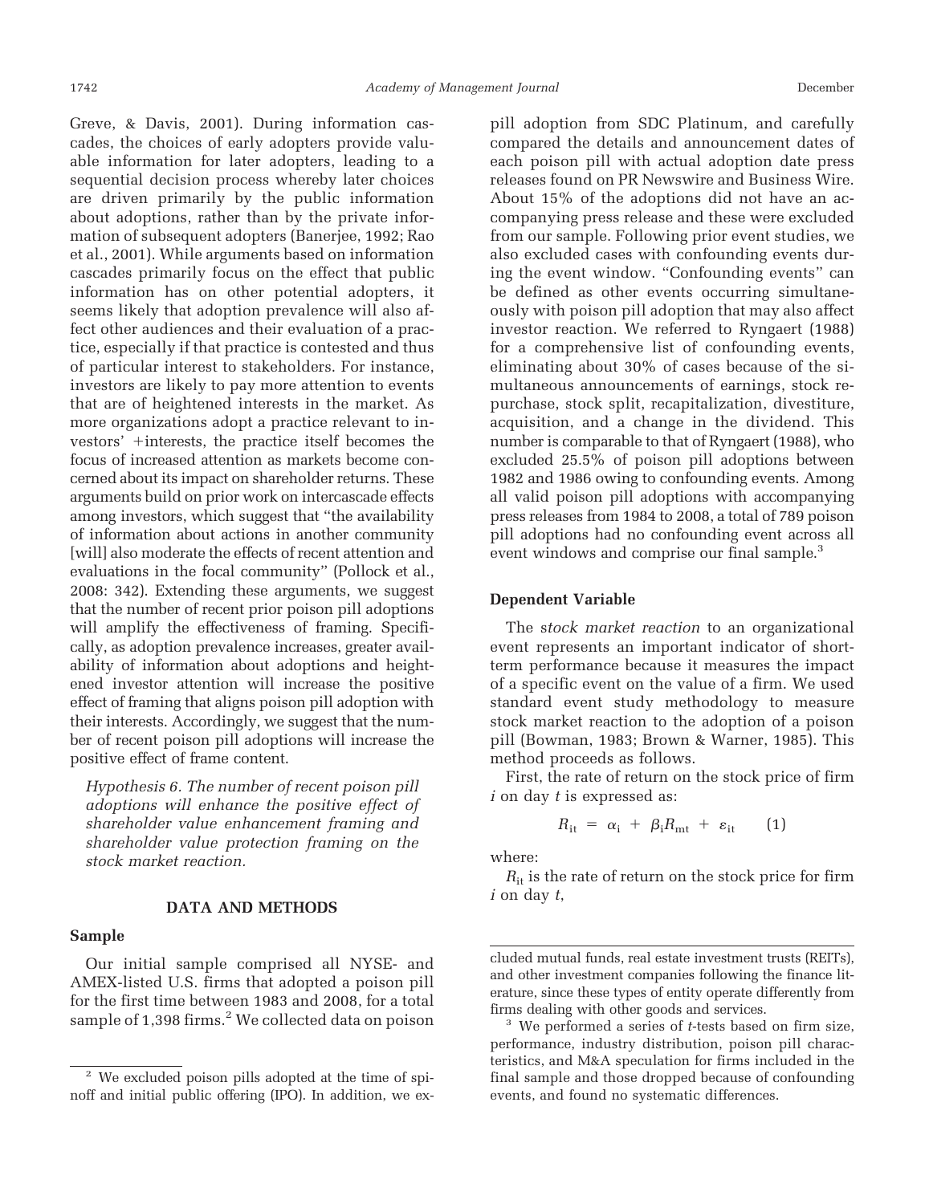Greve, & Davis, 2001). During information cascades, the choices of early adopters provide valuable information for later adopters, leading to a sequential decision process whereby later choices are driven primarily by the public information about adoptions, rather than by the private information of subsequent adopters (Banerjee, 1992; Rao et al., 2001). While arguments based on information cascades primarily focus on the effect that public information has on other potential adopters, it seems likely that adoption prevalence will also affect other audiences and their evaluation of a practice, especially if that practice is contested and thus of particular interest to stakeholders. For instance, investors are likely to pay more attention to events that are of heightened interests in the market. As more organizations adopt a practice relevant to investors' +interests, the practice itself becomes the focus of increased attention as markets become concerned about its impact on shareholder returns. These arguments build on prior work on intercascade effects among investors, which suggest that "the availability of information about actions in another community [will] also moderate the effects of recent attention and evaluations in the focal community" (Pollock et al., 2008: 342). Extending these arguments, we suggest that the number of recent prior poison pill adoptions will amplify the effectiveness of framing. Specifically, as adoption prevalence increases, greater availability of information about adoptions and heightened investor attention will increase the positive effect of framing that aligns poison pill adoption with their interests. Accordingly, we suggest that the number of recent poison pill adoptions will increase the positive effect of frame content.

*Hypothesis 6. The number of recent poison pill adoptions will enhance the positive effect of shareholder value enhancement framing and shareholder value protection framing on the stock market reaction.*

## DATA AND METHODS

### Sample

Our initial sample comprised all NYSE- and AMEX-listed U.S. firms that adopted a poison pill for the first time between 1983 and 2008, for a total sample of 1,398 firms.[2] We collected data on poison pill adoption from SDC Platinum, and carefully compared the details and announcement dates of each poison pill with actual adoption date press releases found on PR Newswire and Business Wire. About 15% of the adoptions did not have an accompanying press release and these were excluded from our sample. Following prior event studies, we also excluded cases with confounding events during the event window. "Confounding events" can be defined as other events occurring simultaneously with poison pill adoption that may also affect investor reaction. We referred to Ryngaert (1988) for a comprehensive list of confounding events, eliminating about 30% of cases because of the simultaneous announcements of earnings, stock repurchase, stock split, recapitalization, divestiture, acquisition, and a change in the dividend. This number is comparable to that of Ryngaert (1988), who excluded 25.5% of poison pill adoptions between 1982 and 1986 owing to confounding events. Among all valid poison pill adoptions with accompanying press releases from 1984 to 2008, a total of 789 poison pill adoptions had no confounding event across all event windows and comprise our final sample.[3]

### Dependent Variable

The *stock market reaction* to an organizational event represents an important indicator of short-term performance because it measures the impact of a specific event on the value of a firm. We used standard event study methodology to measure stock market reaction to the adoption of a poison pill (Bowman, 1983; Brown & Warner, 1985). This method proceeds as follows.

First, the rate of return on the stock price of firm $i$ on day $t$ is expressed as:

$$R_{it} = \alpha_i + \beta_i R_{mt} + \varepsilon_{it} \qquad (1)$$

where:

$R_{it}$ is the rate of return on the stock price for firm $i$ on day $t$,

[2] We excluded poison pills adopted at the time of spinoff and initial public offering (IPO). In addition, we excluded mutual funds, real estate investment trusts (REITs), and other investment companies following the finance literature, since these types of entity operate differently from firms dealing with other goods and services.

[3] We performed a series of $t$-tests based on firm size, performance, industry distribution, poison pill characteristics, and M&A speculation for firms included in the final sample and those dropped because of confounding events, and found no systematic differences.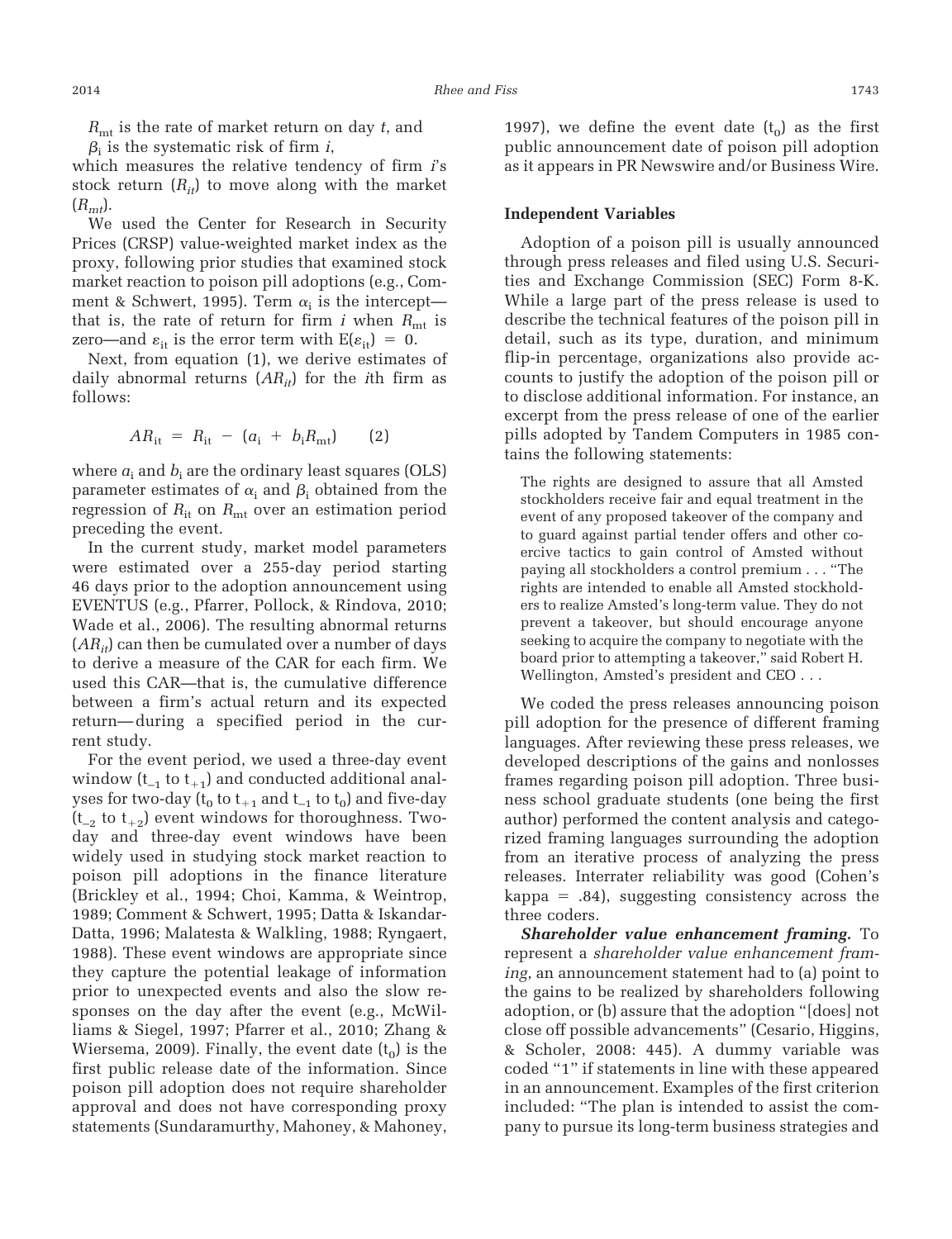$R_{mt}$ is the rate of market return on day $t$, and

$\beta_i$ is the systematic risk of firm $i$,

which measures the relative tendency of firm $i$'s stock return ($R_{it}$) to move along with the market ($R_{mt}$).

We used the Center for Research in Security Prices (CRSP) value-weighted market index as the proxy, following prior studies that examined stock market reaction to poison pill adoptions (e.g., Comment & Schwert, 1995). Term $\alpha_i$ is the intercept—that is, the rate of return for firm $i$ when $R_{mt}$ is zero—and $\varepsilon_{it}$ is the error term with $E(\varepsilon_{it}) = 0$.

Next, from equation (1), we derive estimates of daily abnormal returns ($AR_{it}$) for the $i$th firm as follows:

$$AR_{it} = R_{it} - (a_i + b_i R_{mt}) \qquad (2)$$

where $a_i$ and $b_i$ are the ordinary least squares (OLS) parameter estimates of $\alpha_i$ and $\beta_i$ obtained from the regression of $R_{it}$ on $R_{mt}$ over an estimation period preceding the event.

In the current study, market model parameters were estimated over a 255-day period starting 46 days prior to the adoption announcement using EVENTUS (e.g., Pfarrer, Pollock, & Rindova, 2010; Wade et al., 2006). The resulting abnormal returns ($AR_{it}$) can then be cumulated over a number of days to derive a measure of the CAR for each firm. We used this CAR—that is, the cumulative difference between a firm's actual return and its expected return—during a specified period in the current study.

For the event period, we used a three-day event window ($t_{-1}$ to $t_{+1}$) and conducted additional analyses for two-day ($t_0$ to $t_{+1}$ and $t_{-1}$ to $t_0$) and five-day ($t_{-2}$ to $t_{+2}$) event windows for thoroughness. Two-day and three-day event windows have been widely used in studying stock market reaction to poison pill adoptions in the finance literature (Brickley et al., 1994; Choi, Kamma, & Weintrop, 1989; Comment & Schwert, 1995; Datta & Iskandar-Datta, 1996; Malatesta & Walkling, 1988; Ryngaert, 1988). These event windows are appropriate since they capture the potential leakage of information prior to unexpected events and also the slow responses on the day after the event (e.g., McWilliams & Siegel, 1997; Pfarrer et al., 2010; Zhang & Wiersema, 2009). Finally, the event date ($t_0$) is the first public release date of the information. Since poison pill adoption does not require shareholder approval and does not have corresponding proxy statements (Sundaramurthy, Mahoney, & Mahoney, 1997), we define the event date ($t_0$) as the first public announcement date of poison pill adoption as it appears in PR Newswire and/or Business Wire.

### Independent Variables

Adoption of a poison pill is usually announced through press releases and filed using U.S. Securities and Exchange Commission (SEC) Form 8-K. While a large part of the press release is used to describe the technical features of the poison pill in detail, such as its type, duration, and minimum flip-in percentage, organizations also provide accounts to justify the adoption of the poison pill or to disclose additional information. For instance, an excerpt from the press release of one of the earlier pills adopted by Tandem Computers in 1985 contains the following statements:

> The rights are designed to assure that all Amsted stockholders receive fair and equal treatment in the event of any proposed takeover of the company and to guard against partial tender offers and other coercive tactics to gain control of Amsted without paying all stockholders a control premium . . . "The rights are intended to enable all Amsted stockholders to realize Amsted's long-term value. They do not prevent a takeover, but should encourage anyone seeking to acquire the company to negotiate with the board prior to attempting a takeover," said Robert H. Wellington, Amsted's president and CEO . . .

We coded the press releases announcing poison pill adoption for the presence of different framing languages. After reviewing these press releases, we developed descriptions of the gains and nonlosses frames regarding poison pill adoption. Three business school graduate students (one being the first author) performed the content analysis and categorized framing languages surrounding the adoption from an iterative process of analyzing the press releases. Interrater reliability was good (Cohen's kappa = .84), suggesting consistency across the three coders.

***Shareholder value enhancement framing.*** To represent a *shareholder value enhancement framing*, an announcement statement had to (a) point to the gains to be realized by shareholders following adoption, or (b) assure that the adoption "[does] not close off possible advancements" (Cesario, Higgins, & Scholer, 2008: 445). A dummy variable was coded "1" if statements in line with these appeared in an announcement. Examples of the first criterion included: "The plan is intended to assist the company to pursue its long-term business strategies and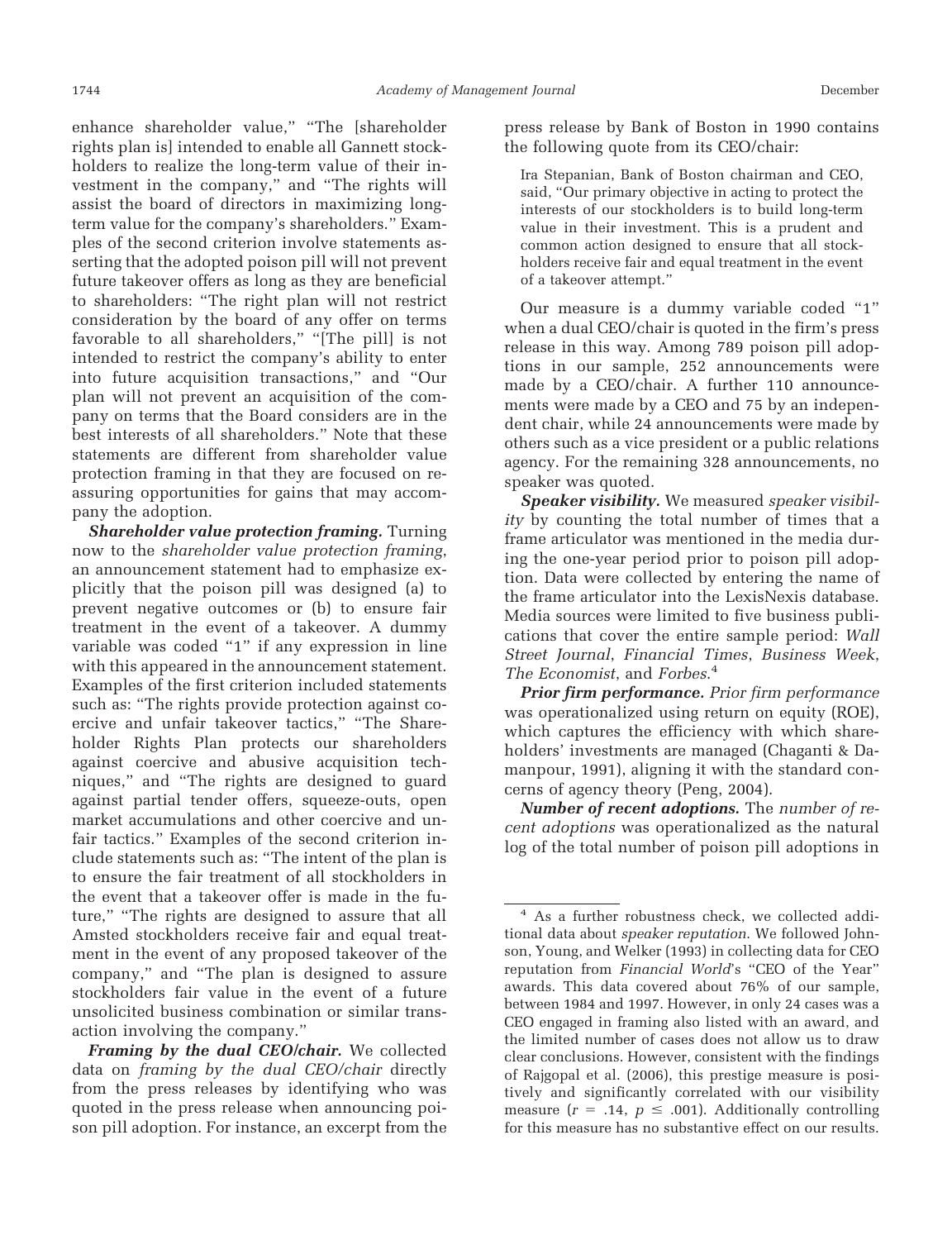enhance shareholder value," "The [shareholder rights plan is] intended to enable all Gannett stockholders to realize the long-term value of their investment in the company," and "The rights will assist the board of directors in maximizing long-term value for the company's shareholders." Examples of the second criterion involve statements asserting that the adopted poison pill will not prevent future takeover offers as long as they are beneficial to shareholders: "The right plan will not restrict consideration by the board of any offer on terms favorable to all shareholders," "[The pill] is not intended to restrict the company's ability to enter into future acquisition transactions," and "Our plan will not prevent an acquisition of the company on terms that the Board considers are in the best interests of all shareholders." Note that these statements are different from shareholder value protection framing in that they are focused on reassuring opportunities for gains that may accompany the adoption.

***Shareholder value protection framing.*** Turning now to the *shareholder value protection framing*, an announcement statement had to emphasize explicitly that the poison pill was designed (a) to prevent negative outcomes or (b) to ensure fair treatment in the event of a takeover. A dummy variable was coded "1" if any expression in line with this appeared in the announcement statement. Examples of the first criterion included statements such as: "The rights provide protection against coercive and unfair takeover tactics," "The Shareholder Rights Plan protects our shareholders against coercive and abusive acquisition techniques," and "The rights are designed to guard against partial tender offers, squeeze-outs, open market accumulations and other coercive and unfair tactics." Examples of the second criterion include statements such as: "The intent of the plan is to ensure the fair treatment of all stockholders in the event that a takeover offer is made in the future," "The rights are designed to assure that all Amsted stockholders receive fair and equal treatment in the event of any proposed takeover of the company," and "The plan is designed to assure stockholders fair value in the event of a future unsolicited business combination or similar transaction involving the company."

***Framing by the dual CEO/chair.*** We collected data on *framing by the dual CEO/chair* directly from the press releases by identifying who was quoted in the press release when announcing poison pill adoption. For instance, an excerpt from the press release by Bank of Boston in 1990 contains the following quote from its CEO/chair:

> Ira Stepanian, Bank of Boston chairman and CEO, said, "Our primary objective in acting to protect the interests of our stockholders is to build long-term value in their investment. This is a prudent and common action designed to ensure that all stockholders receive fair and equal treatment in the event of a takeover attempt."

Our measure is a dummy variable coded "1" when a dual CEO/chair is quoted in the firm's press release in this way. Among 789 poison pill adoptions in our sample, 252 announcements were made by a CEO/chair. A further 110 announcements were made by a CEO and 75 by an independent chair, while 24 announcements were made by others such as a vice president or a public relations agency. For the remaining 328 announcements, no speaker was quoted.

***Speaker visibility.*** We measured *speaker visibility* by counting the total number of times that a frame articulator was mentioned in the media during the one-year period prior to poison pill adoption. Data were collected by entering the name of the frame articulator into the LexisNexis database. Media sources were limited to five business publications that cover the entire sample period: *Wall Street Journal*, *Financial Times*, *Business Week*, *The Economist*, and *Forbes*.[4]

***Prior firm performance.*** *Prior firm performance* was operationalized using return on equity (ROE), which captures the efficiency with which shareholders' investments are managed (Chaganti & Damanpour, 1991), aligning it with the standard concerns of agency theory (Peng, 2004).

***Number of recent adoptions.*** The *number of recent adoptions* was operationalized as the natural log of the total number of poison pill adoptions in

---

[4] As a further robustness check, we collected additional data about *speaker reputation*. We followed Johnson, Young, and Welker (1993) in collecting data for CEO reputation from *Financial World*'s "CEO of the Year" awards. This data covered about 76% of our sample, between 1984 and 1997. However, in only 24 cases was a CEO engaged in framing also listed with an award, and the limited number of cases does not allow us to draw clear conclusions. However, consistent with the findings of Rajgopal et al. (2006), this prestige measure is positively and significantly correlated with our visibility measure ($r = .14$, $p \leq .001$). Additionally controlling for this measure has no substantive effect on our results.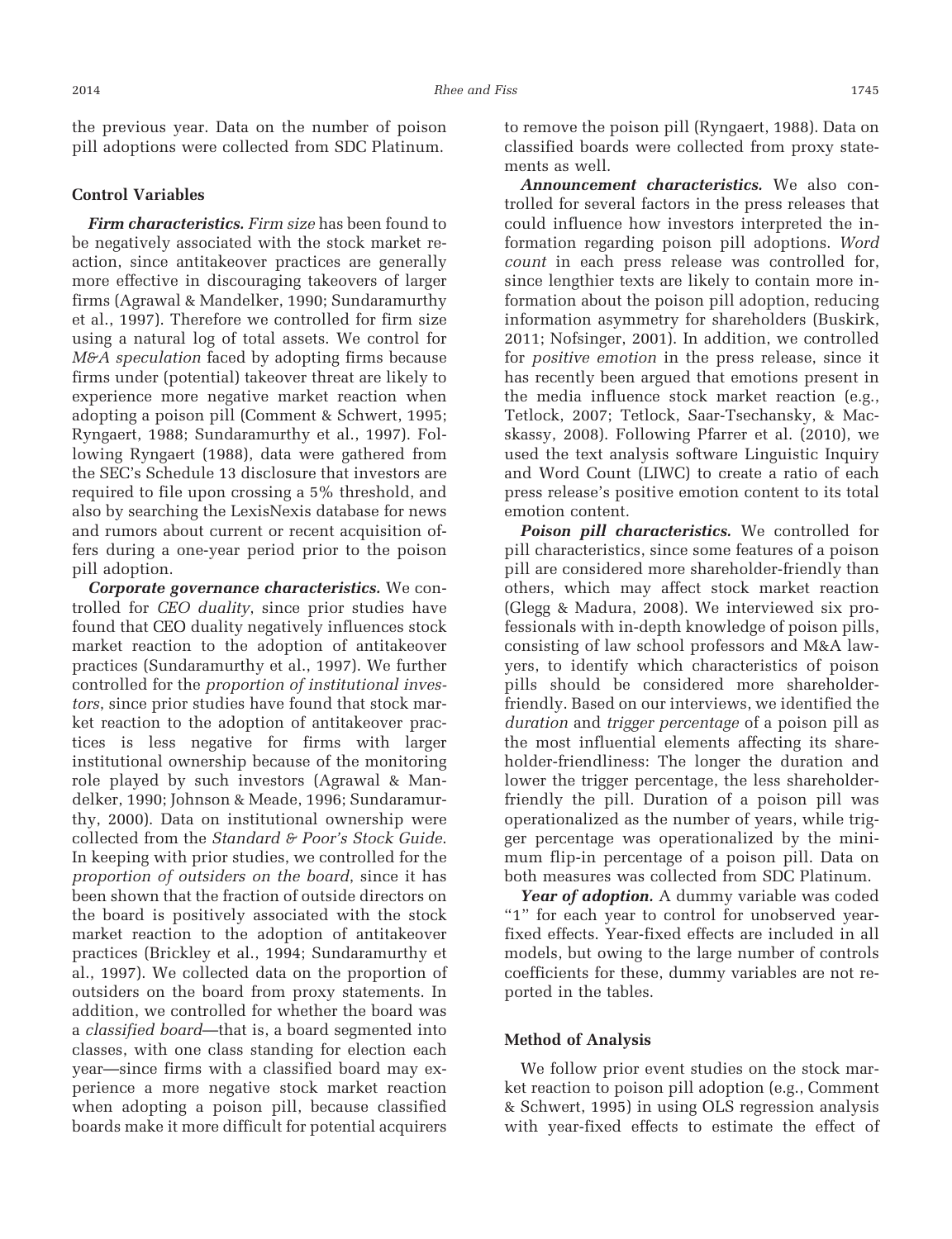the previous year. Data on the number of poison pill adoptions were collected from SDC Platinum.

### Control Variables

***Firm characteristics.*** *Firm size* has been found to be negatively associated with the stock market reaction, since antitakeover practices are generally more effective in discouraging takeovers of larger firms (Agrawal & Mandelker, 1990; Sundaramurthy et al., 1997). Therefore we controlled for firm size using a natural log of total assets. We control for *M&A speculation* faced by adopting firms because firms under (potential) takeover threat are likely to experience more negative market reaction when adopting a poison pill (Comment & Schwert, 1995; Ryngaert, 1988; Sundaramurthy et al., 1997). Following Ryngaert (1988), data were gathered from the SEC's Schedule 13 disclosure that investors are required to file upon crossing a 5% threshold, and also by searching the LexisNexis database for news and rumors about current or recent acquisition offers during a one-year period prior to the poison pill adoption.

***Corporate governance characteristics.*** We controlled for *CEO duality*, since prior studies have found that CEO duality negatively influences stock market reaction to the adoption of antitakeover practices (Sundaramurthy et al., 1997). We further controlled for the *proportion of institutional investors*, since prior studies have found that stock market reaction to the adoption of antitakeover practices is less negative for firms with larger institutional ownership because of the monitoring role played by such investors (Agrawal & Mandelker, 1990; Johnson & Meade, 1996; Sundaramurthy, 2000). Data on institutional ownership were collected from the *Standard & Poor's Stock Guide*. In keeping with prior studies, we controlled for the *proportion of outsiders on the board*, since it has been shown that the fraction of outside directors on the board is positively associated with the stock market reaction to the adoption of antitakeover practices (Brickley et al., 1994; Sundaramurthy et al., 1997). We collected data on the proportion of outsiders on the board from proxy statements. In addition, we controlled for whether the board was a *classified board*—that is, a board segmented into classes, with one class standing for election each year—since firms with a classified board may experience a more negative stock market reaction when adopting a poison pill, because classified boards make it more difficult for potential acquirers to remove the poison pill (Ryngaert, 1988). Data on classified boards were collected from proxy statements as well.

***Announcement characteristics.*** We also controlled for several factors in the press releases that could influence how investors interpreted the information regarding poison pill adoptions. *Word count* in each press release was controlled for, since lengthier texts are likely to contain more information about the poison pill adoption, reducing information asymmetry for shareholders (Buskirk, 2011; Nofsinger, 2001). In addition, we controlled for *positive emotion* in the press release, since it has recently been argued that emotions present in the media influence stock market reaction (e.g., Tetlock, 2007; Tetlock, Saar-Tsechansky, & Macskassy, 2008). Following Pfarrer et al. (2010), we used the text analysis software Linguistic Inquiry and Word Count (LIWC) to create a ratio of each press release's positive emotion content to its total emotion content.

***Poison pill characteristics.*** We controlled for pill characteristics, since some features of a poison pill are considered more shareholder-friendly than others, which may affect stock market reaction (Glegg & Madura, 2008). We interviewed six professionals with in-depth knowledge of poison pills, consisting of law school professors and M&A lawyers, to identify which characteristics of poison pills should be considered more shareholder-friendly. Based on our interviews, we identified the *duration* and *trigger percentage* of a poison pill as the most influential elements affecting its shareholder-friendliness: The longer the duration and lower the trigger percentage, the less shareholder-friendly the pill. Duration of a poison pill was operationalized as the number of years, while trigger percentage was operationalized by the minimum flip-in percentage of a poison pill. Data on both measures was collected from SDC Platinum.

***Year of adoption.*** A dummy variable was coded "1" for each year to control for unobserved year-fixed effects. Year-fixed effects are included in all models, but owing to the large number of controls coefficients for these, dummy variables are not reported in the tables.

### Method of Analysis

We follow prior event studies on the stock market reaction to poison pill adoption (e.g., Comment & Schwert, 1995) in using OLS regression analysis with year-fixed effects to estimate the effect of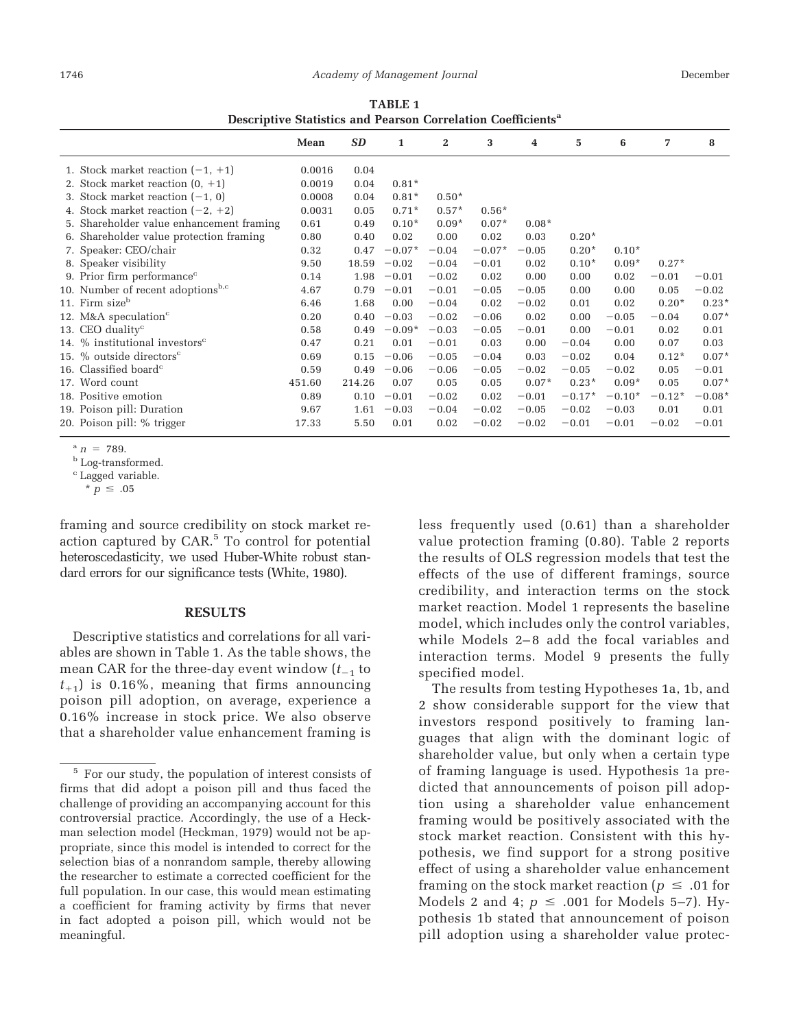**TABLE 1**
**Descriptive Statistics and Pearson Correlation Coefficients[a]**

| | Mean | *SD* | 1 | 2 | 3 | 4 | 5 | 6 | 7 | 8 |
|---|---|---|---|---|---|---|---|---|---|---|
| 1. Stock market reaction (−1, +1) | 0.0016 | 0.04 | | | | | | | | |
| 2. Stock market reaction (0, +1) | 0.0019 | 0.04 | 0.81* | | | | | | | |
| 3. Stock market reaction (−1, 0) | 0.0008 | 0.04 | 0.81* | 0.50* | | | | | | |
| 4. Stock market reaction (−2, +2) | 0.0031 | 0.05 | 0.71* | 0.57* | 0.56* | | | | | |
| 5. Shareholder value enhancement framing | 0.61 | 0.49 | 0.10* | 0.09* | 0.07* | 0.08* | | | | |
| 6. Shareholder value protection framing | 0.80 | 0.40 | 0.02 | 0.00 | 0.02 | 0.03 | 0.20* | | | |
| 7. Speaker: CEO/chair | 0.32 | 0.47 | −0.07* | −0.04 | −0.07* | −0.05 | 0.20* | 0.10* | | |
| 8. Speaker visibility | 9.50 | 18.59 | −0.02 | −0.04 | −0.01 | 0.02 | 0.10* | 0.09* | 0.27* | |
| 9. Prior firm performance[c] | 0.14 | 1.98 | −0.01 | −0.02 | 0.02 | 0.00 | 0.00 | 0.02 | −0.01 | −0.01 |
| 10. Number of recent adoptions[b,c] | 4.67 | 0.79 | −0.01 | −0.01 | −0.05 | −0.05 | 0.00 | 0.00 | 0.05 | −0.02 |
| 11. Firm size[b] | 6.46 | 1.68 | 0.00 | −0.04 | 0.02 | −0.02 | 0.01 | 0.02 | 0.20* | 0.23* |
| 12. M&A speculation[c] | 0.20 | 0.40 | −0.03 | −0.02 | −0.06 | 0.02 | 0.00 | −0.05 | −0.04 | 0.07* |
| 13. CEO duality[c] | 0.58 | 0.49 | −0.09* | −0.03 | −0.05 | −0.01 | 0.00 | −0.01 | 0.02 | 0.01 |
| 14. % institutional investors[c] | 0.47 | 0.21 | 0.01 | −0.01 | 0.03 | 0.00 | −0.04 | 0.00 | 0.07 | 0.03 |
| 15. % outside directors[c] | 0.69 | 0.15 | −0.06 | −0.05 | −0.04 | 0.03 | −0.02 | 0.04 | 0.12* | 0.07* |
| 16. Classified board[c] | 0.59 | 0.49 | −0.06 | −0.06 | −0.05 | −0.02 | −0.05 | −0.02 | 0.05 | −0.01 |
| 17. Word count | 451.60 | 214.26 | 0.07 | 0.05 | 0.05 | 0.07* | 0.23* | 0.09* | 0.05 | 0.07* |
| 18. Positive emotion | 0.89 | 0.10 | −0.01 | −0.02 | 0.02 | −0.01 | −0.17* | −0.10* | −0.12* | −0.08* |
| 19. Poison pill: Duration | 9.67 | 1.61 | −0.03 | −0.04 | −0.02 | −0.05 | −0.02 | −0.03 | 0.01 | 0.01 |
| 20. Poison pill: % trigger | 17.33 | 5.50 | 0.01 | 0.02 | −0.02 | −0.02 | −0.01 | −0.01 | −0.02 | −0.01 |

[a] $n = 789$.
[b] Log-transformed.
[c] Lagged variable.
* $p \leq .05$

framing and source credibility on stock market reaction captured by CAR.[5] To control for potential heteroscedasticity, we used Huber-White robust standard errors for our significance tests (White, 1980).

## RESULTS

Descriptive statistics and correlations for all variables are shown in Table 1. As the table shows, the mean CAR for the three-day event window ($t_{-1}$ to $t_{+1}$) is 0.16%, meaning that firms announcing poison pill adoption, on average, experience a 0.16% increase in stock price. We also observe that a shareholder value enhancement framing is less frequently used (0.61) than a shareholder value protection framing (0.80). Table 2 reports the results of OLS regression models that test the effects of the use of different framings, source credibility, and interaction terms on the stock market reaction. Model 1 represents the baseline model, which includes only the control variables, while Models 2–8 add the focal variables and interaction terms. Model 9 presents the fully specified model.

The results from testing Hypotheses 1a, 1b, and 2 show considerable support for the view that investors respond positively to framing languages that align with the dominant logic of shareholder value, but only when a certain type of framing language is used. Hypothesis 1a predicted that announcements of poison pill adoption using a shareholder value enhancement framing would be positively associated with the stock market reaction. Consistent with this hypothesis, we find support for a strong positive effect of using a shareholder value enhancement framing on the stock market reaction ($p \leq .01$ for Models 2 and 4; $p \leq .001$ for Models 5–7). Hypothesis 1b stated that announcement of poison pill adoption using a shareholder value protec-

[5] For our study, the population of interest consists of firms that did adopt a poison pill and thus faced the challenge of providing an accompanying account for this controversial practice. Accordingly, the use of a Heckman selection model (Heckman, 1979) would not be appropriate, since this model is intended to correct for the selection bias of a nonrandom sample, thereby allowing the researcher to estimate a corrected coefficient for the full population. In our case, this would mean estimating a coefficient for framing activity by firms that never in fact adopted a poison pill, which would not be meaningful.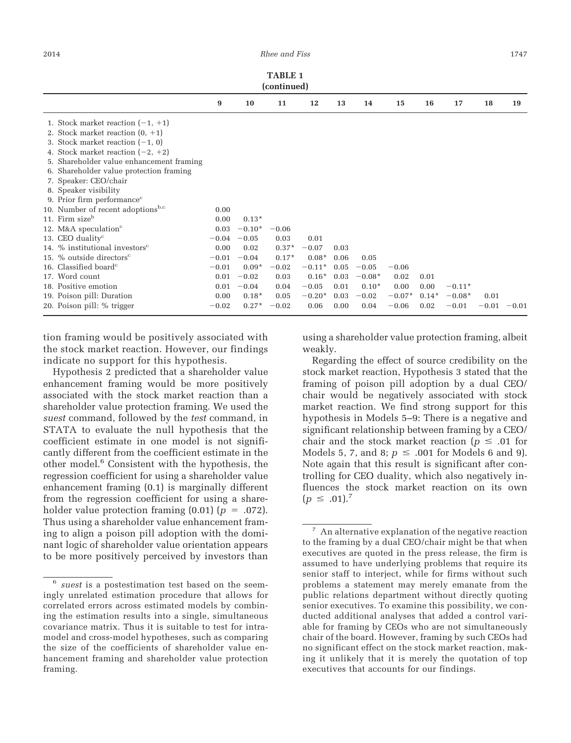**TABLE 1**
**(continued)**

| | 9 | 10 | 11 | 12 | 13 | 14 | 15 | 16 | 17 | 18 | 19 |
|---|---|---|---|---|---|---|---|---|---|---|---|
| 1. Stock market reaction (−1, +1) | | | | | | | | | | | |
| 2. Stock market reaction (0, +1) | | | | | | | | | | | |
| 3. Stock market reaction (−1, 0) | | | | | | | | | | | |
| 4. Stock market reaction (−2, +2) | | | | | | | | | | | |
| 5. Shareholder value enhancement framing | | | | | | | | | | | |
| 6. Shareholder value protection framing | | | | | | | | | | | |
| 7. Speaker: CEO/chair | | | | | | | | | | | |
| 8. Speaker visibility | | | | | | | | | | | |
| 9. Prior firm performance[c] | | | | | | | | | | | |
| 10. Number of recent adoptions[b,c] | 0.00 | | | | | | | | | | |
| 11. Firm size[b] | 0.00 | 0.13* | | | | | | | | | |
| 12. M&A speculation[c] | 0.03 | −0.10* | −0.06 | | | | | | | | |
| 13. CEO duality[c] | −0.04 | −0.05 | 0.03 | 0.01 | | | | | | | |
| 14. % institutional investors[c] | 0.00 | 0.02 | 0.37* | −0.07 | 0.03 | | | | | | |
| 15. % outside directors[c] | −0.01 | −0.04 | 0.17* | 0.08* | 0.06 | 0.05 | | | | | |
| 16. Classified board[c] | −0.01 | 0.09* | −0.02 | −0.11* | 0.05 | −0.05 | −0.06 | | | | |
| 17. Word count | 0.01 | −0.02 | 0.03 | 0.16* | 0.03 | −0.08* | 0.02 | 0.01 | | | |
| 18. Positive emotion | 0.01 | −0.04 | 0.04 | −0.05 | 0.01 | 0.10* | 0.00 | 0.00 | −0.11* | | |
| 19. Poison pill: Duration | 0.00 | 0.18* | 0.05 | −0.20* | 0.03 | −0.02 | −0.07* | 0.14* | −0.08* | 0.01 | |
| 20. Poison pill: % trigger | −0.02 | 0.27* | −0.02 | 0.06 | 0.00 | 0.04 | −0.06 | 0.02 | −0.01 | −0.01 | −0.01 |

tion framing would be positively associated with the stock market reaction. However, our findings indicate no support for this hypothesis.

Hypothesis 2 predicted that a shareholder value enhancement framing would be more positively associated with the stock market reaction than a shareholder value protection framing. We used the *suest* command, followed by the *test* command, in STATA to evaluate the null hypothesis that the coefficient estimate in one model is not significantly different from the coefficient estimate in the other model.[6] Consistent with the hypothesis, the regression coefficient for using a shareholder value enhancement framing (0.1) is marginally different from the regression coefficient for using a shareholder value protection framing (0.01) ($p$ = .072). Thus using a shareholder value enhancement framing to align a poison pill adoption with the dominant logic of shareholder value orientation appears to be more positively perceived by investors than using a shareholder value protection framing, albeit weakly.

Regarding the effect of source credibility on the stock market reaction, Hypothesis 3 stated that the framing of poison pill adoption by a dual CEO/chair would be negatively associated with stock market reaction. We find strong support for this hypothesis in Models 5–9: There is a negative and significant relationship between framing by a CEO/chair and the stock market reaction ($p \leq .01$ for Models 5, 7, and 8; $p \leq .001$ for Models 6 and 9). Note again that this result is significant after controlling for CEO duality, which also negatively influences the stock market reaction on its own ($p \leq .01$).[7]

[6] *suest* is a postestimation test based on the seemingly unrelated estimation procedure that allows for correlated errors across estimated models by combining the estimation results into a single, simultaneous covariance matrix. Thus it is suitable to test for intramodel and cross-model hypotheses, such as comparing the size of the coefficients of shareholder value enhancement framing and shareholder value protection framing.

[7] An alternative explanation of the negative reaction to the framing by a dual CEO/chair might be that when executives are quoted in the press release, the firm is assumed to have underlying problems that require its senior staff to interject, while for firms without such problems a statement may merely emanate from the public relations department without directly quoting senior executives. To examine this possibility, we conducted additional analyses that added a control variable for framing by CEOs who are not simultaneously chair of the board. However, framing by such CEOs had no significant effect on the stock market reaction, making it unlikely that it is merely the quotation of top executives that accounts for our findings.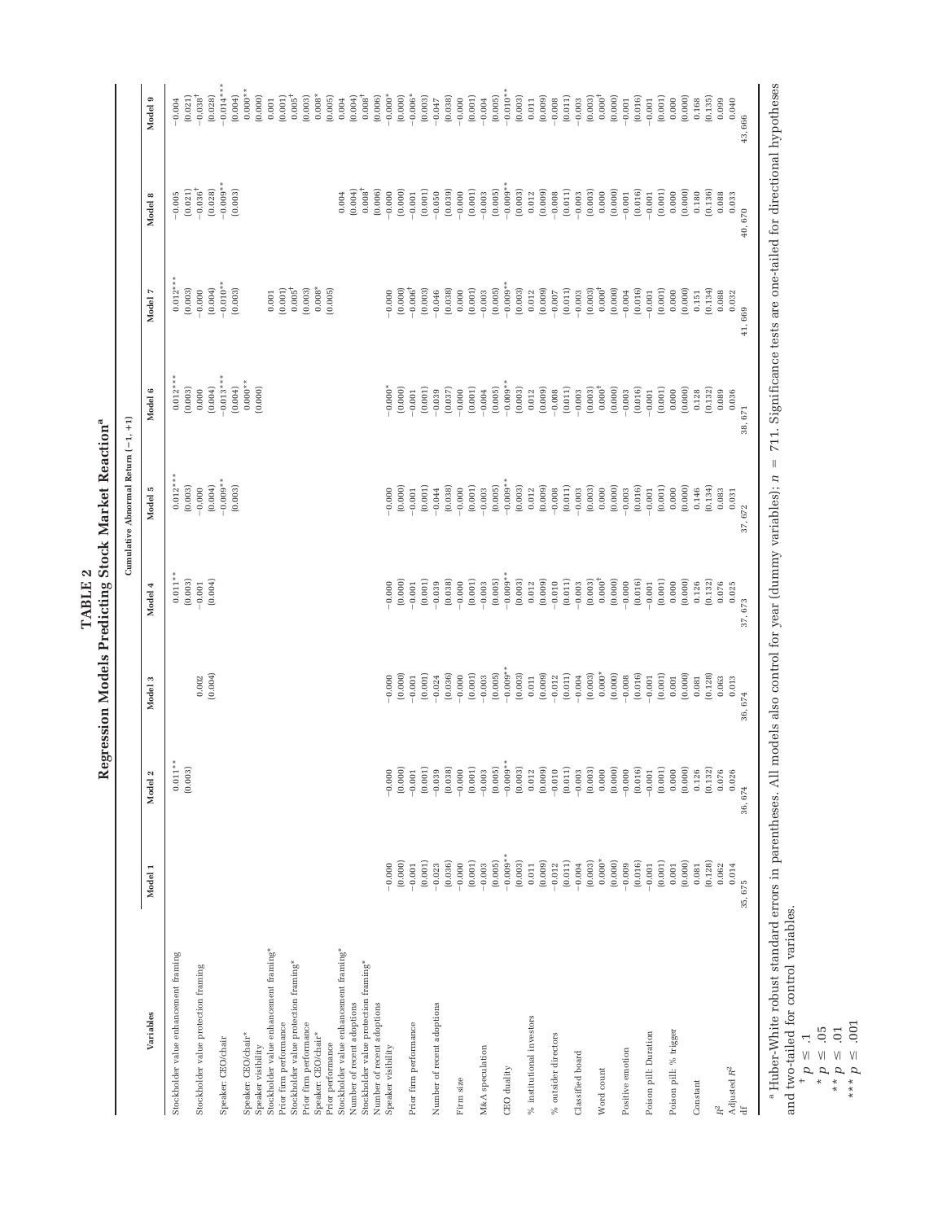# TABLE 2

## Regression Models Predicting Stock Market Reaction[a]

| Variables | Cumulative Abnormal Return (−1, +1) | | | | | | | | |
|---|---|---|---|---|---|---|---|---|---|
| | Model 1 | Model 2 | Model 3 | Model 4 | Model 5 | Model 6 | Model 7 | Model 8 | Model 9 |
| Stockholder value enhancement framing | | 0.011** | | 0.011** | 0.012*** | 0.012*** | 0.012*** | −0.005 | −0.004 |
| | | (0.003) | | (0.003) | (0.003) | (0.003) | (0.003) | (0.021) | (0.021) |
| Stockholder value protection framing | | | 0.002 | −0.001 | −0.000 | 0.000 | −0.000 | −0.036† | −0.038† |
| | | | (0.004) | (0.004) | (0.004) | (0.004) | (0.004) | (0.028) | (0.028) |
| Speaker: CEO/chair | | | | | −0.009** | −0.013*** | −0.010** | −0.009** | −0.014*** |
| | | | | | (0.003) | (0.004) | (0.003) | (0.003) | (0.004) |
| Speaker: CEO/chair* Speaker visibility | | | | | | 0.000** | | | 0.000** |
| | | | | | | (0.000) | | | (0.000) |
| Stockholder value enhancement framing* Prior firm performance | | | | | | | 0.001 | | 0.001 |
| | | | | | | | (0.001) | | (0.001) |
| Stockholder value protection framing* Prior firm performance | | | | | | | 0.005† | | 0.005† |
| | | | | | | | (0.003) | | (0.003) |
| Speaker: CEO/chair* Prior performance | | | | | | | 0.008* | | 0.008* |
| | | | | | | | (0.005) | | (0.005) |
| Stockholder value enhancement framing* Number of recent adoptions | | | | | | | | 0.004 | 0.004 |
| | | | | | | | | (0.004) | (0.004) |
| Stockholder value protection framing* Number of recent adoptions | | | | | | | | 0.008† | 0.008† |
| | | | | | | | | (0.006) | (0.006) |
| Speaker visibility | −0.000 | −0.000 | −0.000 | −0.000 | −0.000 | −0.000* | −0.000 | −0.000 | −0.000* |
| | (0.000) | (0.000) | (0.000) | (0.000) | (0.000) | (0.000) | (0.000) | (0.000) | (0.000) |
| Prior firm performance | −0.001 | −0.001 | −0.001 | −0.001 | −0.001 | −0.001 | −0.006† | −0.001 | −0.006* |
| | (0.001) | (0.001) | (0.001) | (0.001) | (0.001) | (0.001) | (0.003) | (0.001) | (0.003) |
| Number of recent adoptions | −0.023 | −0.039 | −0.024 | −0.039 | −0.044 | −0.039 | −0.046 | −0.050 | −0.047 |
| | (0.036) | (0.038) | (0.036) | (0.038) | (0.038) | (0.037) | (0.038) | (0.039) | (0.038) |
| Firm size | −0.000 | −0.000 | −0.000 | −0.000 | −0.000 | −0.000 | 0.000 | −0.000 | −0.000 |
| | (0.001) | (0.001) | (0.001) | (0.001) | (0.001) | (0.001) | (0.001) | (0.001) | (0.001) |
| M&A speculation | −0.003 | −0.003 | −0.003 | −0.003 | −0.003 | −0.004 | −0.003 | −0.003 | −0.004 |
| | (0.005) | (0.005) | (0.005) | (0.005) | (0.005) | (0.005) | (0.005) | (0.005) | (0.005) |
| CEO duality | −0.009** | −0.009** | −0.009** | −0.009** | −0.009** | −0.009** | −0.009** | −0.009** | −0.010** |
| | (0.003) | (0.003) | (0.003) | (0.003) | (0.003) | (0.003) | (0.003) | (0.003) | (0.003) |
| % institutional investors | 0.011 | 0.012 | 0.011 | 0.012 | 0.012 | 0.012 | 0.012 | 0.012 | 0.011 |
| | (0.009) | (0.009) | (0.009) | (0.009) | (0.009) | (0.009) | (0.009) | (0.009) | (0.009) |
| % outsider directors | −0.012 | −0.010 | −0.012 | −0.010 | −0.008 | −0.008 | −0.007 | −0.008 | −0.008 |
| | (0.011) | (0.011) | (0.011) | (0.011) | (0.011) | (0.011) | (0.011) | (0.011) | (0.011) |
| Classified board | −0.004 | −0.003 | −0.004 | −0.003 | −0.003 | −0.003 | −0.003 | −0.003 | −0.003 |
| | (0.003) | (0.003) | (0.003) | (0.003) | (0.003) | (0.003) | (0.003) | (0.003) | (0.003) |
| Word count | 0.000* | 0.000 | 0.000* | 0.000† | 0.000 | 0.000† | 0.000† | 0.000 | 0.000† |
| | (0.000) | (0.000) | (0.000) | (0.000) | (0.000) | (0.000) | (0.000) | (0.000) | (0.000) |
| Positive emotion | −0.009 | −0.000 | −0.008 | −0.000 | −0.003 | −0.003 | −0.004 | −0.001 | −0.001 |
| | (0.016) | (0.016) | (0.016) | (0.016) | (0.016) | (0.016) | (0.016) | (0.016) | (0.016) |
| Poison pill: Duration | −0.001 | −0.001 | −0.001 | −0.001 | −0.001 | −0.001 | −0.001 | −0.001 | −0.001 |
| | (0.001) | (0.001) | (0.001) | (0.001) | (0.001) | (0.001) | (0.001) | (0.001) | (0.001) |
| Poison pill: % trigger | 0.001 | 0.000 | 0.001 | 0.000 | 0.000 | 0.000 | 0.000 | 0.000 | 0.000 |
| | (0.000) | (0.000) | (0.000) | (0.000) | (0.000) | (0.000) | (0.000) | (0.000) | (0.000) |
| Constant | 0.081 | 0.126 | 0.081 | 0.126 | 0.146 | 0.128 | 0.151 | 0.180 | 0.168 |
| | (0.128) | (0.132) | (0.128) | (0.132) | (0.134) | (0.132) | (0.134) | (0.136) | (0.135) |
| $R^2$ | 0.062 | 0.076 | 0.063 | 0.076 | 0.083 | 0.089 | 0.088 | 0.088 | 0.099 |
| Adjusted $R^2$ | 0.014 | 0.026 | 0.013 | 0.025 | 0.031 | 0.036 | 0.032 | 0.033 | 0.040 |
| df | 35, 675 | 36, 674 | 36, 674 | 37, 673 | 37, 672 | 38, 671 | 41, 669 | 40, 670 | 43, 666 |

[a] Huber-White robust standard errors in parentheses. All models also control for year (dummy variables); $n = 711$. Significance tests are one-tailed for directional hypotheses and two-tailed for control variables.

† $p \leq .1$

* $p \leq .05$

** $p \leq .01$

*** $p \leq .001$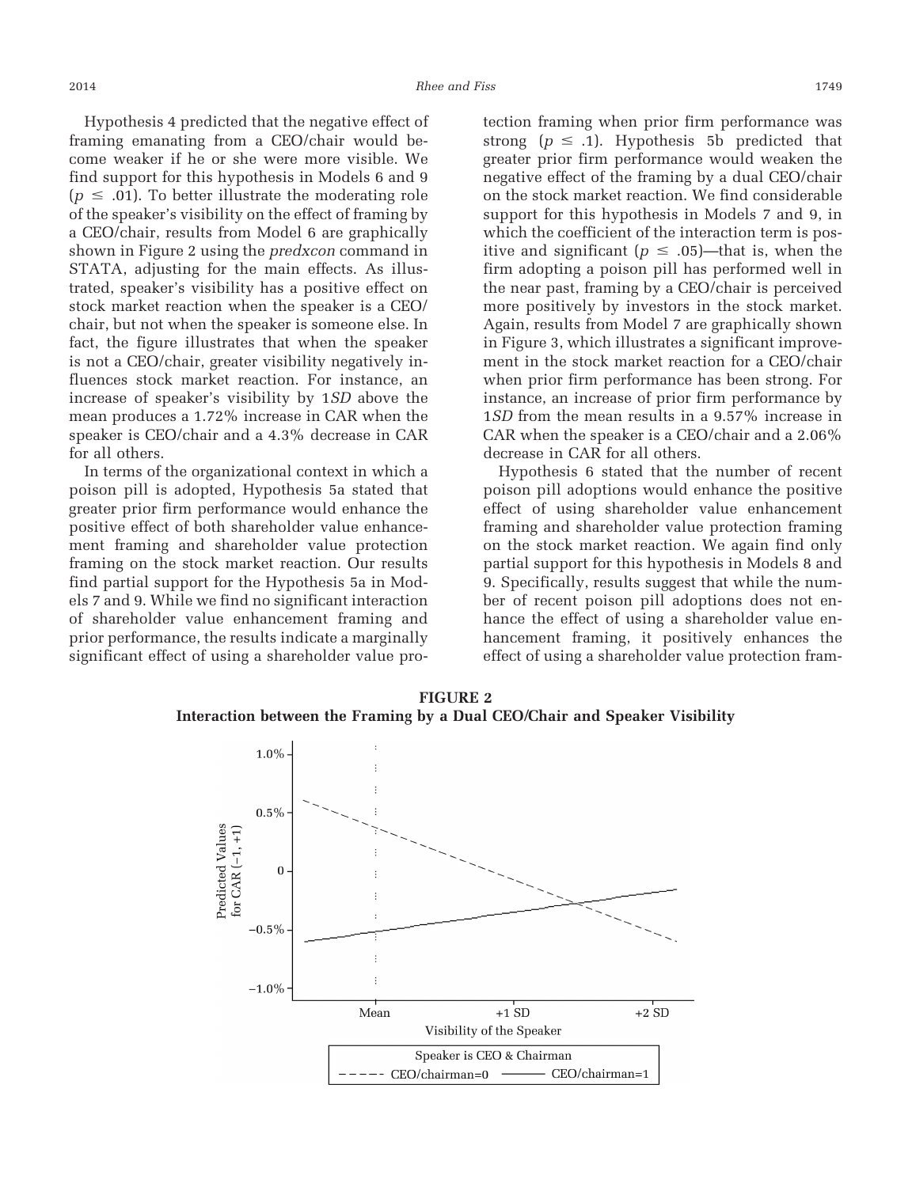Hypothesis 4 predicted that the negative effect of framing emanating from a CEO/chair would become weaker if he or she were more visible. We find support for this hypothesis in Models 6 and 9 ($p \leq .01$). To better illustrate the moderating role of the speaker's visibility on the effect of framing by a CEO/chair, results from Model 6 are graphically shown in Figure 2 using the *predxcon* command in STATA, adjusting for the main effects. As illustrated, speaker's visibility has a positive effect on stock market reaction when the speaker is a CEO/chair, but not when the speaker is someone else. In fact, the figure illustrates that when the speaker is not a CEO/chair, greater visibility negatively influences stock market reaction. For instance, an increase of speaker's visibility by 1*SD* above the mean produces a 1.72% increase in CAR when the speaker is CEO/chair and a 4.3% decrease in CAR for all others.

In terms of the organizational context in which a poison pill is adopted, Hypothesis 5a stated that greater prior firm performance would enhance the positive effect of both shareholder value enhancement framing and shareholder value protection framing on the stock market reaction. Our results find partial support for the Hypothesis 5a in Models 7 and 9. While we find no significant interaction of shareholder value enhancement framing and prior performance, the results indicate a marginally significant effect of using a shareholder value protection framing when prior firm performance was strong ($p \leq .1$). Hypothesis 5b predicted that greater prior firm performance would weaken the negative effect of the framing by a dual CEO/chair on the stock market reaction. We find considerable support for this hypothesis in Models 7 and 9, in which the coefficient of the interaction term is positive and significant ($p \leq .05$)—that is, when the firm adopting a poison pill has performed well in the near past, framing by a CEO/chair is perceived more positively by investors in the stock market. Again, results from Model 7 are graphically shown in Figure 3, which illustrates a significant improvement in the stock market reaction for a CEO/chair when prior firm performance has been strong. For instance, an increase of prior firm performance by 1*SD* from the mean results in a 9.57% increase in CAR when the speaker is a CEO/chair and a 2.06% decrease in CAR for all others.

Hypothesis 6 stated that the number of recent poison pill adoptions would enhance the positive effect of using shareholder value enhancement framing and shareholder value protection framing on the stock market reaction. We again find only partial support for this hypothesis in Models 8 and 9. Specifically, results suggest that while the number of recent poison pill adoptions does not enhance the effect of using a shareholder value enhancement framing, it positively enhances the effect of using a shareholder value protection fram-

**FIGURE 2**
**Interaction between the Framing by a Dual CEO/Chair and Speaker Visibility**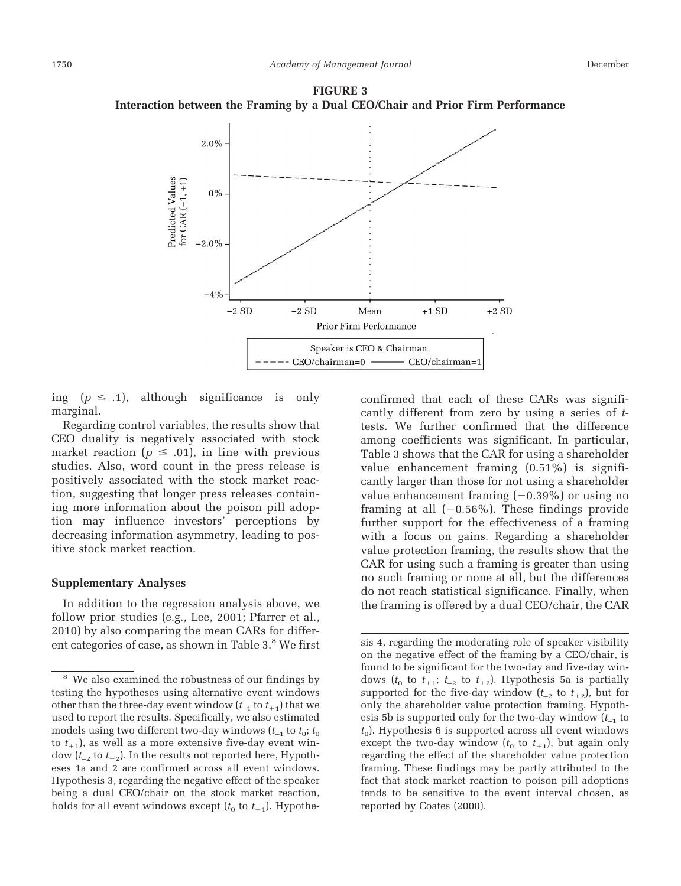**FIGURE 3**
**Interaction between the Framing by a Dual CEO/Chair and Prior Firm Performance**

ing ($p \leq .1$), although significance is only marginal.

Regarding control variables, the results show that CEO duality is negatively associated with stock market reaction ($p \leq .01$), in line with previous studies. Also, word count in the press release is positively associated with the stock market reaction, suggesting that longer press releases containing more information about the poison pill adoption may influence investors' perceptions by decreasing information asymmetry, leading to positive stock market reaction.

### Supplementary Analyses

In addition to the regression analysis above, we follow prior studies (e.g., Lee, 2001; Pfarrer et al., 2010) by also comparing the mean CARs for different categories of case, as shown in Table 3.[8] We first confirmed that each of these CARs was significantly different from zero by using a series of $t$-tests. We further confirmed that the difference among coefficients was significant. In particular, Table 3 shows that the CAR for using a shareholder value enhancement framing (0.51%) is significantly larger than those for not using a shareholder value enhancement framing (−0.39%) or using no framing at all (−0.56%). These findings provide further support for the effectiveness of a framing with a focus on gains. Regarding a shareholder value protection framing, the results show that the CAR for using such a framing is greater than using no such framing or none at all, but the differences do not reach statistical significance. Finally, when the framing is offered by a dual CEO/chair, the CAR

[8] We also examined the robustness of our findings by testing the hypotheses using alternative event windows other than the three-day event window ($t_{-1}$ to $t_{+1}$) that we used to report the results. Specifically, we also estimated models using two different two-day windows ($t_{-1}$ to $t_0$; $t_0$ to $t_{+1}$), as well as a more extensive five-day event window ($t_{-2}$ to $t_{+2}$). In the results not reported here, Hypotheses 1a and 2 are confirmed across all event windows. Hypothesis 3, regarding the negative effect of the speaker being a dual CEO/chair on the stock market reaction, holds for all event windows except ($t_0$ to $t_{+1}$). Hypothesis 4, regarding the moderating role of speaker visibility on the negative effect of the framing by a CEO/chair, is found to be significant for the two-day and five-day windows ($t_0$ to $t_{+1}$; $t_{-2}$ to $t_{+2}$). Hypothesis 5a is partially supported for the five-day window ($t_{-2}$ to $t_{+2}$), but for only the shareholder value protection framing. Hypothesis 5b is supported only for the two-day window ($t_{-1}$ to $t_0$). Hypothesis 6 is supported across all event windows except the two-day window ($t_0$ to $t_{+1}$), but again only regarding the effect of the shareholder value protection framing. These findings may be partly attributed to the fact that stock market reaction to poison pill adoptions tends to be sensitive to the event interval chosen, as reported by Coates (2000).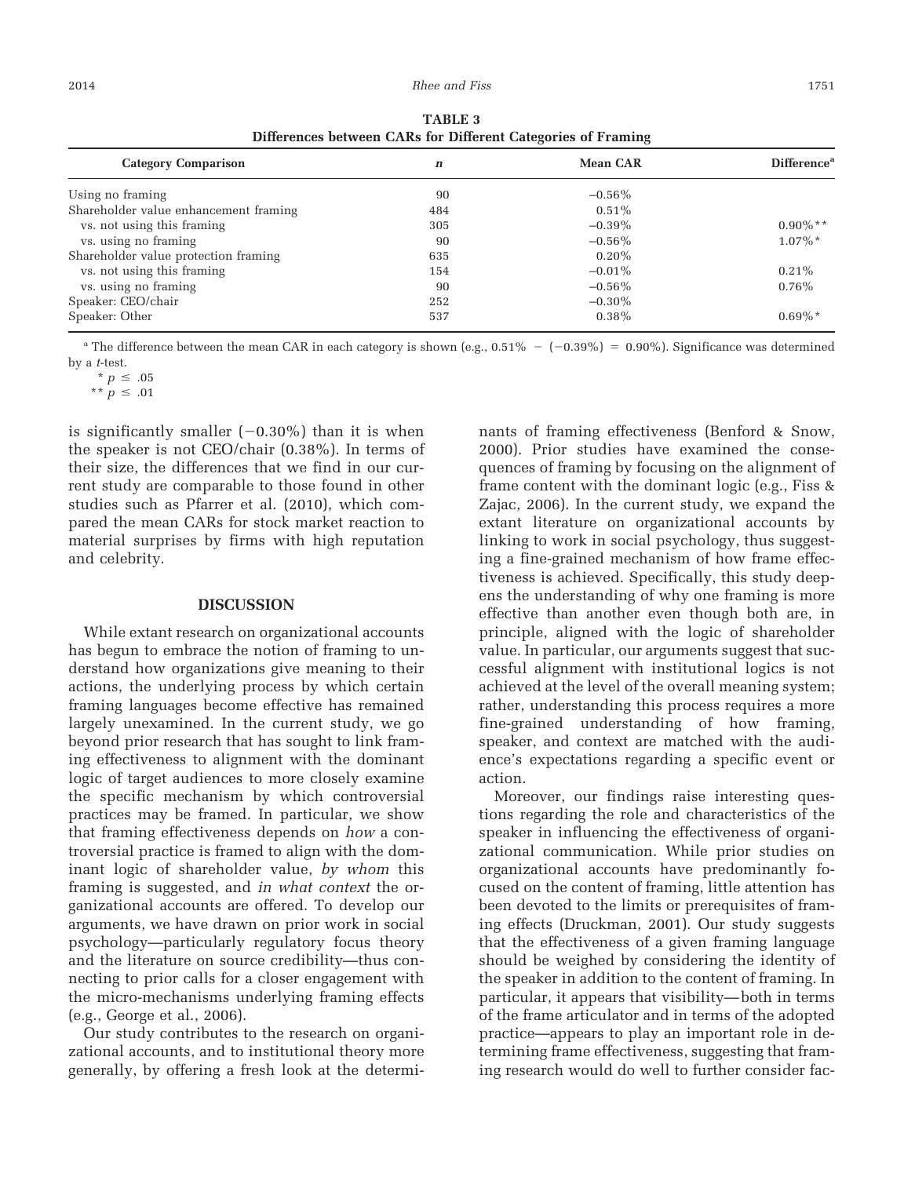**TABLE 3**
**Differences between CARs for Different Categories of Framing**

| Category Comparison | *n* | Mean CAR | Difference[a] |
|---|---|---|---|
| Using no framing | 90 | −0.56% | |
| Shareholder value enhancement framing | 484 | 0.51% | |
| vs. not using this framing | 305 | −0.39% | 0.90%** |
| vs. using no framing | 90 | −0.56% | 1.07%* |
| Shareholder value protection framing | 635 | 0.20% | |
| vs. not using this framing | 154 | −0.01% | 0.21% |
| vs. using no framing | 90 | −0.56% | 0.76% |
| Speaker: CEO/chair | 252 | −0.30% | |
| Speaker: Other | 537 | 0.38% | 0.69%* |

[a] The difference between the mean CAR in each category is shown (e.g., 0.51% − (−0.39%) = 0.90%). Significance was determined by a *t*-test.

* $p \leq .05$

** $p \leq .01$

is significantly smaller (−0.30%) than it is when the speaker is not CEO/chair (0.38%). In terms of their size, the differences that we find in our current study are comparable to those found in other studies such as Pfarrer et al. (2010), which compared the mean CARs for stock market reaction to material surprises by firms with high reputation and celebrity.

## DISCUSSION

While extant research on organizational accounts has begun to embrace the notion of framing to understand how organizations give meaning to their actions, the underlying process by which certain framing languages become effective has remained largely unexamined. In the current study, we go beyond prior research that has sought to link framing effectiveness to alignment with the dominant logic of target audiences to more closely examine the specific mechanism by which controversial practices may be framed. In particular, we show that framing effectiveness depends on *how* a controversial practice is framed to align with the dominant logic of shareholder value, *by whom* this framing is suggested, and *in what context* the organizational accounts are offered. To develop our arguments, we have drawn on prior work in social psychology—particularly regulatory focus theory and the literature on source credibility—thus connecting to prior calls for a closer engagement with the micro-mechanisms underlying framing effects (e.g., George et al., 2006).

Our study contributes to the research on organizational accounts, and to institutional theory more generally, by offering a fresh look at the determinants of framing effectiveness (Benford & Snow, 2000). Prior studies have examined the consequences of framing by focusing on the alignment of frame content with the dominant logic (e.g., Fiss & Zajac, 2006). In the current study, we expand the extant literature on organizational accounts by linking to work in social psychology, thus suggesting a fine-grained mechanism of how frame effectiveness is achieved. Specifically, this study deepens the understanding of why one framing is more effective than another even though both are, in principle, aligned with the logic of shareholder value. In particular, our arguments suggest that successful alignment with institutional logics is not achieved at the level of the overall meaning system; rather, understanding this process requires a more fine-grained understanding of how framing, speaker, and context are matched with the audience's expectations regarding a specific event or action.

Moreover, our findings raise interesting questions regarding the role and characteristics of the speaker in influencing the effectiveness of organizational communication. While prior studies on organizational accounts have predominantly focused on the content of framing, little attention has been devoted to the limits or prerequisites of framing effects (Druckman, 2001). Our study suggests that the effectiveness of a given framing language should be weighed by considering the identity of the speaker in addition to the content of framing. In particular, it appears that visibility—both in terms of the frame articulator and in terms of the adopted practice—appears to play an important role in determining frame effectiveness, suggesting that framing research would do well to further consider fac-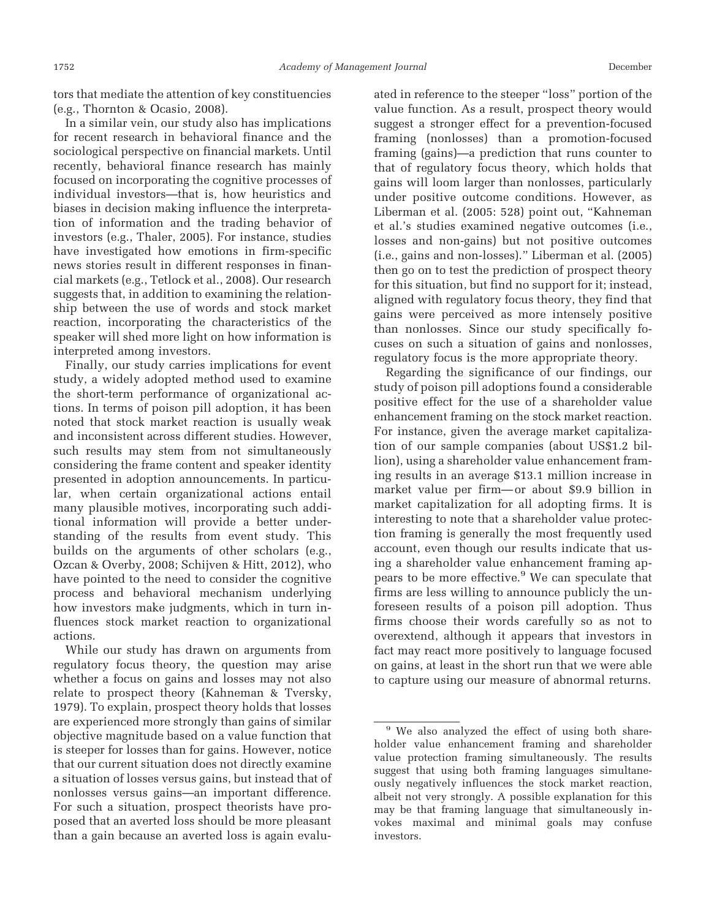tors that mediate the attention of key constituencies (e.g., Thornton & Ocasio, 2008).

In a similar vein, our study also has implications for recent research in behavioral finance and the sociological perspective on financial markets. Until recently, behavioral finance research has mainly focused on incorporating the cognitive processes of individual investors—that is, how heuristics and biases in decision making influence the interpretation of information and the trading behavior of investors (e.g., Thaler, 2005). For instance, studies have investigated how emotions in firm-specific news stories result in different responses in financial markets (e.g., Tetlock et al., 2008). Our research suggests that, in addition to examining the relationship between the use of words and stock market reaction, incorporating the characteristics of the speaker will shed more light on how information is interpreted among investors.

Finally, our study carries implications for event study, a widely adopted method used to examine the short-term performance of organizational actions. In terms of poison pill adoption, it has been noted that stock market reaction is usually weak and inconsistent across different studies. However, such results may stem from not simultaneously considering the frame content and speaker identity presented in adoption announcements. In particular, when certain organizational actions entail many plausible motives, incorporating such additional information will provide a better understanding of the results from event study. This builds on the arguments of other scholars (e.g., Ozcan & Overby, 2008; Schijven & Hitt, 2012), who have pointed to the need to consider the cognitive process and behavioral mechanism underlying how investors make judgments, which in turn influences stock market reaction to organizational actions.

While our study has drawn on arguments from regulatory focus theory, the question may arise whether a focus on gains and losses may not also relate to prospect theory (Kahneman & Tversky, 1979). To explain, prospect theory holds that losses are experienced more strongly than gains of similar objective magnitude based on a value function that is steeper for losses than for gains. However, notice that our current situation does not directly examine a situation of losses versus gains, but instead that of nonlosses versus gains—an important difference. For such a situation, prospect theorists have proposed that an averted loss should be more pleasant than a gain because an averted loss is again evaluated in reference to the steeper "loss" portion of the value function. As a result, prospect theory would suggest a stronger effect for a prevention-focused framing (nonlosses) than a promotion-focused framing (gains)—a prediction that runs counter to that of regulatory focus theory, which holds that gains will loom larger than nonlosses, particularly under positive outcome conditions. However, as Liberman et al. (2005: 528) point out, "Kahneman et al.'s studies examined negative outcomes (i.e., losses and non-gains) but not positive outcomes (i.e., gains and non-losses)." Liberman et al. (2005) then go on to test the prediction of prospect theory for this situation, but find no support for it; instead, aligned with regulatory focus theory, they find that gains were perceived as more intensely positive than nonlosses. Since our study specifically focuses on such a situation of gains and nonlosses, regulatory focus is the more appropriate theory.

Regarding the significance of our findings, our study of poison pill adoptions found a considerable positive effect for the use of a shareholder value enhancement framing on the stock market reaction. For instance, given the average market capitalization of our sample companies (about US$1.2 billion), using a shareholder value enhancement framing results in an average $13.1 million increase in market value per firm—or about $9.9 billion in market capitalization for all adopting firms. It is interesting to note that a shareholder value protection framing is generally the most frequently used account, even though our results indicate that using a shareholder value enhancement framing appears to be more effective.[9] We can speculate that firms are less willing to announce publicly the unforeseen results of a poison pill adoption. Thus firms choose their words carefully so as not to overextend, although it appears that investors in fact may react more positively to language focused on gains, at least in the short run that we were able to capture using our measure of abnormal returns.

[9] We also analyzed the effect of using both shareholder value enhancement framing and shareholder value protection framing simultaneously. The results suggest that using both framing languages simultaneously negatively influences the stock market reaction, albeit not very strongly. A possible explanation for this may be that framing language that simultaneously invokes maximal and minimal goals may confuse investors.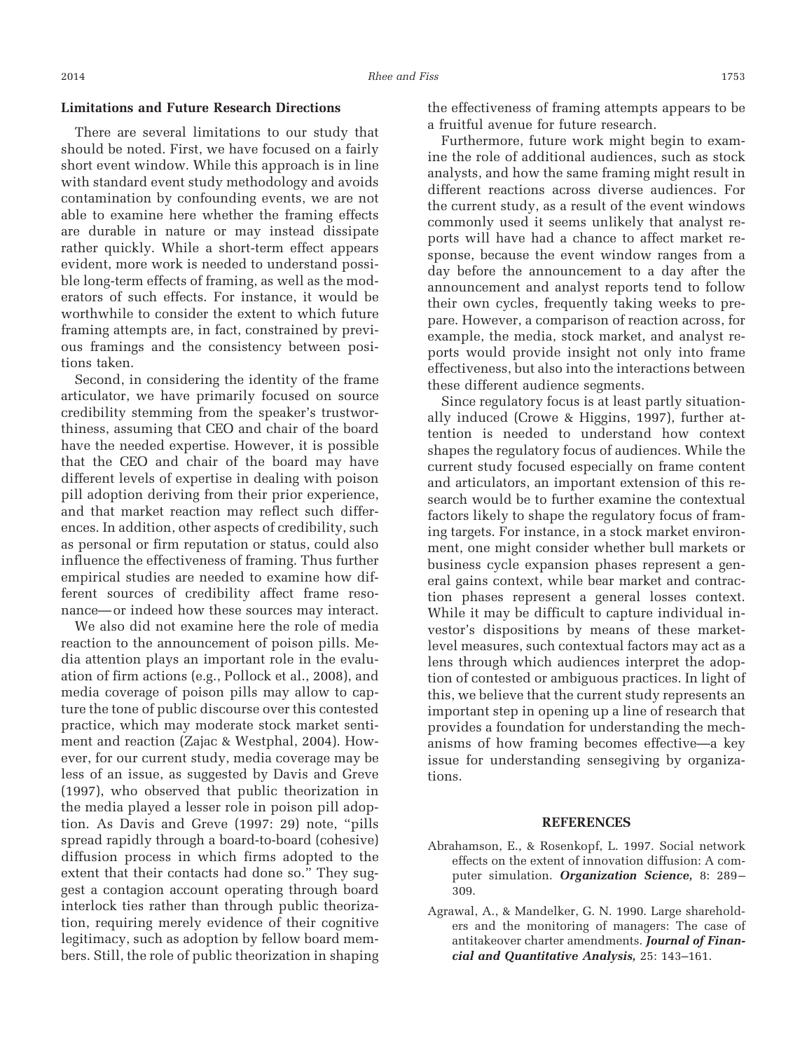### Limitations and Future Research Directions

There are several limitations to our study that should be noted. First, we have focused on a fairly short event window. While this approach is in line with standard event study methodology and avoids contamination by confounding events, we are not able to examine here whether the framing effects are durable in nature or may instead dissipate rather quickly. While a short-term effect appears evident, more work is needed to understand possible long-term effects of framing, as well as the moderators of such effects. For instance, it would be worthwhile to consider the extent to which future framing attempts are, in fact, constrained by previous framings and the consistency between positions taken.

Second, in considering the identity of the frame articulator, we have primarily focused on source credibility stemming from the speaker's trustworthiness, assuming that CEO and chair of the board have the needed expertise. However, it is possible that the CEO and chair of the board may have different levels of expertise in dealing with poison pill adoption deriving from their prior experience, and that market reaction may reflect such differences. In addition, other aspects of credibility, such as personal or firm reputation or status, could also influence the effectiveness of framing. Thus further empirical studies are needed to examine how different sources of credibility affect frame resonance—or indeed how these sources may interact.

We also did not examine here the role of media reaction to the announcement of poison pills. Media attention plays an important role in the evaluation of firm actions (e.g., Pollock et al., 2008), and media coverage of poison pills may allow to capture the tone of public discourse over this contested practice, which may moderate stock market sentiment and reaction (Zajac & Westphal, 2004). However, for our current study, media coverage may be less of an issue, as suggested by Davis and Greve (1997), who observed that public theorization in the media played a lesser role in poison pill adoption. As Davis and Greve (1997: 29) note, "pills spread rapidly through a board-to-board (cohesive) diffusion process in which firms adopted to the extent that their contacts had done so." They suggest a contagion account operating through board interlock ties rather than through public theorization, requiring merely evidence of their cognitive legitimacy, such as adoption by fellow board members. Still, the role of public theorization in shaping the effectiveness of framing attempts appears to be a fruitful avenue for future research.

Furthermore, future work might begin to examine the role of additional audiences, such as stock analysts, and how the same framing might result in different reactions across diverse audiences. For the current study, as a result of the event windows commonly used it seems unlikely that analyst reports will have had a chance to affect market response, because the event window ranges from a day before the announcement to a day after the announcement and analyst reports tend to follow their own cycles, frequently taking weeks to prepare. However, a comparison of reaction across, for example, the media, stock market, and analyst reports would provide insight not only into frame effectiveness, but also into the interactions between these different audience segments.

Since regulatory focus is at least partly situationally induced (Crowe & Higgins, 1997), further attention is needed to understand how context shapes the regulatory focus of audiences. While the current study focused especially on frame content and articulators, an important extension of this research would be to further examine the contextual factors likely to shape the regulatory focus of framing targets. For instance, in a stock market environment, one might consider whether bull markets or business cycle expansion phases represent a general gains context, while bear market and contraction phases represent a general losses context. While it may be difficult to capture individual investor's dispositions by means of these market-level measures, such contextual factors may act as a lens through which audiences interpret the adoption of contested or ambiguous practices. In light of this, we believe that the current study represents an important step in opening up a line of research that provides a foundation for understanding the mechanisms of how framing becomes effective—a key issue for understanding sensegiving by organizations.

## REFERENCES

Abrahamson, E., & Rosenkopf, L. 1997. Social network effects on the extent of innovation diffusion: A computer simulation. ***Organization Science,*** 8: 289–309.

Agrawal, A., & Mandelker, G. N. 1990. Large shareholders and the monitoring of managers: The case of antitakeover charter amendments. ***Journal of Financial and Quantitative Analysis,*** 25: 143–161.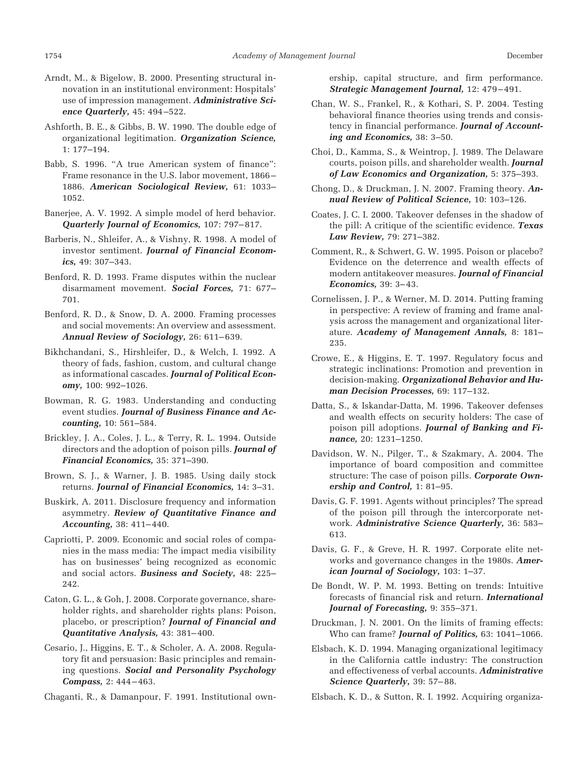Arndt, M., & Bigelow, B. 2000. Presenting structural innovation in an institutional environment: Hospitals' use of impression management. ***Administrative Science Quarterly,*** 45: 494–522.

Ashforth, B. E., & Gibbs, B. W. 1990. The double edge of organizational legitimation. ***Organization Science,*** 1: 177–194.

Babb, S. 1996. "A true American system of finance": Frame resonance in the U.S. labor movement, 1866–1886. ***American Sociological Review,*** 61: 1033–1052.

Banerjee, A. V. 1992. A simple model of herd behavior. ***Quarterly Journal of Economics,*** 107: 797–817.

Barberis, N., Shleifer, A., & Vishny, R. 1998. A model of investor sentiment. ***Journal of Financial Economics,*** 49: 307–343.

Benford, R. D. 1993. Frame disputes within the nuclear disarmament movement. ***Social Forces,*** 71: 677–701.

Benford, R. D., & Snow, D. A. 2000. Framing processes and social movements: An overview and assessment. ***Annual Review of Sociology,*** 26: 611–639.

Bikhchandani, S., Hirshleifer, D., & Welch, I. 1992. A theory of fads, fashion, custom, and cultural change as informational cascades. ***Journal of Political Economy,*** 100: 992–1026.

Bowman, R. G. 1983. Understanding and conducting event studies. ***Journal of Business Finance and Accounting,*** 10: 561–584.

Brickley, J. A., Coles, J. L., & Terry, R. L. 1994. Outside directors and the adoption of poison pills. ***Journal of Financial Economics,*** 35: 371–390.

Brown, S. J., & Warner, J. B. 1985. Using daily stock returns. ***Journal of Financial Economics,*** 14: 3–31.

Buskirk, A. 2011. Disclosure frequency and information asymmetry. ***Review of Quantitative Finance and Accounting,*** 38: 411–440.

Capriotti, P. 2009. Economic and social roles of companies in the mass media: The impact media visibility has on businesses' being recognized as economic and social actors. ***Business and Society,*** 48: 225–242.

Caton, G. L., & Goh, J. 2008. Corporate governance, shareholder rights, and shareholder rights plans: Poison, placebo, or prescription? ***Journal of Financial and Quantitative Analysis,*** 43: 381–400.

Cesario, J., Higgins, E. T., & Scholer, A. A. 2008. Regulatory fit and persuasion: Basic principles and remaining questions. ***Social and Personality Psychology Compass,*** 2: 444–463.

Chaganti, R., & Damanpour, F. 1991. Institutional ownership, capital structure, and firm performance. ***Strategic Management Journal,*** 12: 479–491.

Chan, W. S., Frankel, R., & Kothari, S. P. 2004. Testing behavioral finance theories using trends and consistency in financial performance. ***Journal of Accounting and Economics,*** 38: 3–50.

Choi, D., Kamma, S., & Weintrop, J. 1989. The Delaware courts, poison pills, and shareholder wealth. ***Journal of Law Economics and Organization,*** 5: 375–393.

Chong, D., & Druckman, J. N. 2007. Framing theory. ***Annual Review of Political Science,*** 10: 103–126.

Coates, J. C. I. 2000. Takeover defenses in the shadow of the pill: A critique of the scientific evidence. ***Texas Law Review,*** 79: 271–382.

Comment, R., & Schwert, G. W. 1995. Poison or placebo? Evidence on the deterrence and wealth effects of modern antitakeover measures. ***Journal of Financial Economics,*** 39: 3–43.

Cornelissen, J. P., & Werner, M. D. 2014. Putting framing in perspective: A review of framing and frame analysis across the management and organizational literature. ***Academy of Management Annals,*** 8: 181–235.

Crowe, E., & Higgins, E. T. 1997. Regulatory focus and strategic inclinations: Promotion and prevention in decision-making. ***Organizational Behavior and Human Decision Processes,*** 69: 117–132.

Datta, S., & Iskandar-Datta, M. 1996. Takeover defenses and wealth effects on security holders: The case of poison pill adoptions. ***Journal of Banking and Finance,*** 20: 1231–1250.

Davidson, W. N., Pilger, T., & Szakmary, A. 2004. The importance of board composition and committee structure: The case of poison pills. ***Corporate Ownership and Control,*** 1: 81–95.

Davis, G. F. 1991. Agents without principles? The spread of the poison pill through the intercorporate network. ***Administrative Science Quarterly,*** 36: 583–613.

Davis, G. F., & Greve, H. R. 1997. Corporate elite networks and governance changes in the 1980s. ***American Journal of Sociology,*** 103: 1–37.

De Bondt, W. P. M. 1993. Betting on trends: Intuitive forecasts of financial risk and return. ***International Journal of Forecasting,*** 9: 355–371.

Druckman, J. N. 2001. On the limits of framing effects: Who can frame? ***Journal of Politics,*** 63: 1041–1066.

Elsbach, K. D. 1994. Managing organizational legitimacy in the California cattle industry: The construction and effectiveness of verbal accounts. ***Administrative Science Quarterly,*** 39: 57–88.

Elsbach, K. D., & Sutton, R. I. 1992. Acquiring organiza-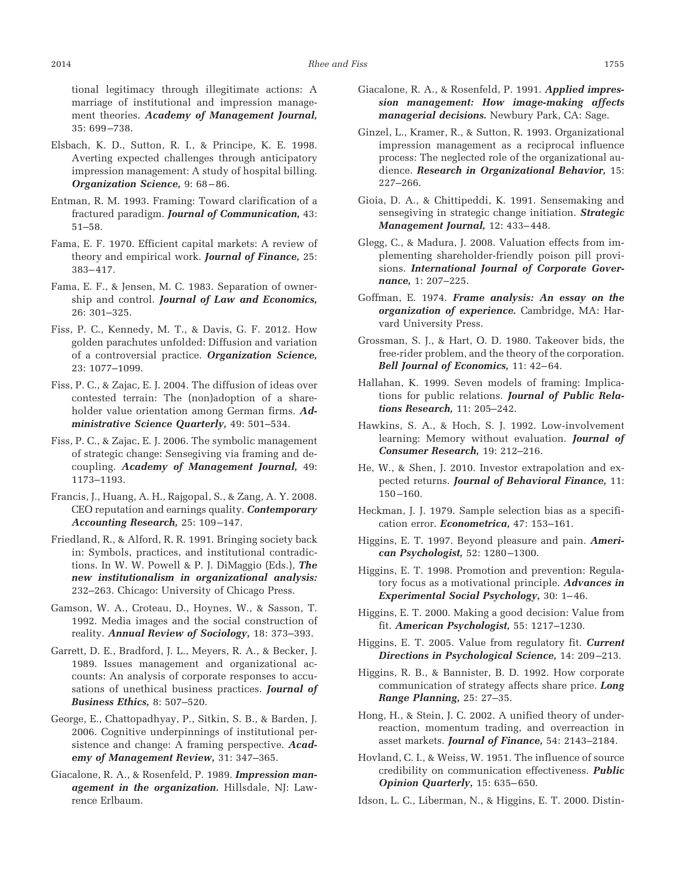tional legitimacy through illegitimate actions: A marriage of institutional and impression management theories. ***Academy of Management Journal,*** 35: 699–738.

Elsbach, K. D., Sutton, R. I., & Principe, K. E. 1998. Averting expected challenges through anticipatory impression management: A study of hospital billing. ***Organization Science,*** 9: 68–86.

Entman, R. M. 1993. Framing: Toward clarification of a fractured paradigm. ***Journal of Communication,*** 43: 51–58.

Fama, E. F. 1970. Efficient capital markets: A review of theory and empirical work. ***Journal of Finance,*** 25: 383–417.

Fama, E. F., & Jensen, M. C. 1983. Separation of ownership and control. ***Journal of Law and Economics,*** 26: 301–325.

Fiss, P. C., Kennedy, M. T., & Davis, G. F. 2012. How golden parachutes unfolded: Diffusion and variation of a controversial practice. ***Organization Science,*** 23: 1077–1099.

Fiss, P. C., & Zajac, E. J. 2004. The diffusion of ideas over contested terrain: The (non)adoption of a shareholder value orientation among German firms. ***Administrative Science Quarterly,*** 49: 501–534.

Fiss, P. C., & Zajac, E. J. 2006. The symbolic management of strategic change: Sensegiving via framing and decoupling. ***Academy of Management Journal,*** 49: 1173–1193.

Francis, J., Huang, A. H., Rajgopal, S., & Zang, A. Y. 2008. CEO reputation and earnings quality. ***Contemporary Accounting Research,*** 25: 109–147.

Friedland, R., & Alford, R. R. 1991. Bringing society back in: Symbols, practices, and institutional contradictions. In W. W. Powell & P. J. DiMaggio (Eds.), ***The new institutionalism in organizational analysis:*** 232–263. Chicago: University of Chicago Press.

Gamson, W. A., Croteau, D., Hoynes, W., & Sasson, T. 1992. Media images and the social construction of reality. ***Annual Review of Sociology,*** 18: 373–393.

Garrett, D. E., Bradford, J. L., Meyers, R. A., & Becker, J. 1989. Issues management and organizational accounts: An analysis of corporate responses to accusations of unethical business practices. ***Journal of Business Ethics,*** 8: 507–520.

George, E., Chattopadhyay, P., Sitkin, S. B., & Barden, J. 2006. Cognitive underpinnings of institutional persistence and change: A framing perspective. ***Academy of Management Review,*** 31: 347–365.

Giacalone, R. A., & Rosenfeld, P. 1989. ***Impression management in the organization.*** Hillsdale, NJ: Lawrence Erlbaum.

Giacalone, R. A., & Rosenfeld, P. 1991. ***Applied impression management: How image-making affects managerial decisions.*** Newbury Park, CA: Sage.

Ginzel, L., Kramer, R., & Sutton, R. 1993. Organizational impression management as a reciprocal influence process: The neglected role of the organizational audience. ***Research in Organizational Behavior,*** 15: 227–266.

Gioia, D. A., & Chittipeddi, K. 1991. Sensemaking and sensegiving in strategic change initiation. ***Strategic Management Journal,*** 12: 433–448.

Glegg, C., & Madura, J. 2008. Valuation effects from implementing shareholder-friendly poison pill provisions. ***International Journal of Corporate Governance,*** 1: 207–225.

Goffman, E. 1974. ***Frame analysis: An essay on the organization of experience.*** Cambridge, MA: Harvard University Press.

Grossman, S. J., & Hart, O. D. 1980. Takeover bids, the free-rider problem, and the theory of the corporation. ***Bell Journal of Economics,*** 11: 42–64.

Hallahan, K. 1999. Seven models of framing: Implications for public relations. ***Journal of Public Relations Research,*** 11: 205–242.

Hawkins, S. A., & Hoch, S. J. 1992. Low-involvement learning: Memory without evaluation. ***Journal of Consumer Research,*** 19: 212–216.

He, W., & Shen, J. 2010. Investor extrapolation and expected returns. ***Journal of Behavioral Finance,*** 11: 150–160.

Heckman, J. J. 1979. Sample selection bias as a specification error. ***Econometrica,*** 47: 153–161.

Higgins, E. T. 1997. Beyond pleasure and pain. ***American Psychologist,*** 52: 1280–1300.

Higgins, E. T. 1998. Promotion and prevention: Regulatory focus as a motivational principle. ***Advances in Experimental Social Psychology,*** 30: 1–46.

Higgins, E. T. 2000. Making a good decision: Value from fit. ***American Psychologist,*** 55: 1217–1230.

Higgins, E. T. 2005. Value from regulatory fit. ***Current Directions in Psychological Science,*** 14: 209–213.

Higgins, R. B., & Bannister, B. D. 1992. How corporate communication of strategy affects share price. ***Long Range Planning,*** 25: 27–35.

Hong, H., & Stein, J. C. 2002. A unified theory of underreaction, momentum trading, and overreaction in asset markets. ***Journal of Finance,*** 54: 2143–2184.

Hovland, C. I., & Weiss, W. 1951. The influence of source credibility on communication effectiveness. ***Public Opinion Quarterly,*** 15: 635–650.

Idson, L. C., Liberman, N., & Higgins, E. T. 2000. Distin-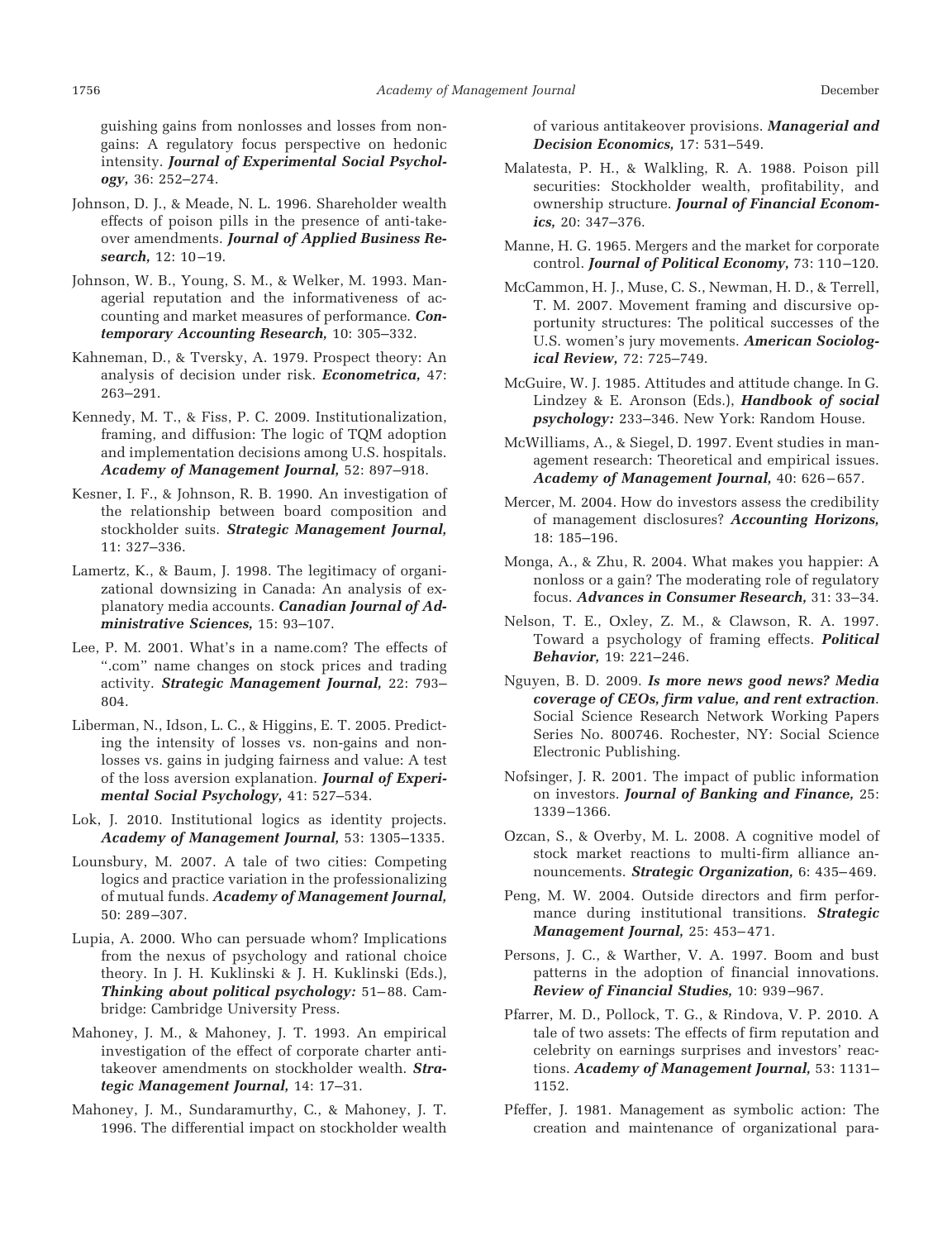guishing gains from nonlosses and losses from nongains: A regulatory focus perspective on hedonic intensity. ***Journal of Experimental Social Psychology,*** 36: 252–274.

Johnson, D. J., & Meade, N. L. 1996. Shareholder wealth effects of poison pills in the presence of anti-takeover amendments. ***Journal of Applied Business Research,*** 12: 10–19.

Johnson, W. B., Young, S. M., & Welker, M. 1993. Managerial reputation and the informativeness of accounting and market measures of performance. ***Contemporary Accounting Research,*** 10: 305–332.

Kahneman, D., & Tversky, A. 1979. Prospect theory: An analysis of decision under risk. ***Econometrica,*** 47: 263–291.

Kennedy, M. T., & Fiss, P. C. 2009. Institutionalization, framing, and diffusion: The logic of TQM adoption and implementation decisions among U.S. hospitals. ***Academy of Management Journal,*** 52: 897–918.

Kesner, I. F., & Johnson, R. B. 1990. An investigation of the relationship between board composition and stockholder suits. ***Strategic Management Journal,*** 11: 327–336.

Lamertz, K., & Baum, J. 1998. The legitimacy of organizational downsizing in Canada: An analysis of explanatory media accounts. ***Canadian Journal of Administrative Sciences,*** 15: 93–107.

Lee, P. M. 2001. What's in a name.com? The effects of ".com" name changes on stock prices and trading activity. ***Strategic Management Journal,*** 22: 793–804.

Liberman, N., Idson, L. C., & Higgins, E. T. 2005. Predicting the intensity of losses vs. non-gains and nonlosses vs. gains in judging fairness and value: A test of the loss aversion explanation. ***Journal of Experimental Social Psychology,*** 41: 527–534.

Lok, J. 2010. Institutional logics as identity projects. ***Academy of Management Journal,*** 53: 1305–1335.

Lounsbury, M. 2007. A tale of two cities: Competing logics and practice variation in the professionalizing of mutual funds. ***Academy of Management Journal,*** 50: 289–307.

Lupia, A. 2000. Who can persuade whom? Implications from the nexus of psychology and rational choice theory. In J. H. Kuklinski & J. H. Kuklinski (Eds.), ***Thinking about political psychology:*** 51–88. Cambridge: Cambridge University Press.

Mahoney, J. M., & Mahoney, J. T. 1993. An empirical investigation of the effect of corporate charter antitakeover amendments on stockholder wealth. ***Strategic Management Journal,*** 14: 17–31.

Mahoney, J. M., Sundaramurthy, C., & Mahoney, J. T. 1996. The differential impact on stockholder wealth of various antitakeover provisions. ***Managerial and Decision Economics,*** 17: 531–549.

Malatesta, P. H., & Walkling, R. A. 1988. Poison pill securities: Stockholder wealth, profitability, and ownership structure. ***Journal of Financial Economics,*** 20: 347–376.

Manne, H. G. 1965. Mergers and the market for corporate control. ***Journal of Political Economy,*** 73: 110–120.

McCammon, H. J., Muse, C. S., Newman, H. D., & Terrell, T. M. 2007. Movement framing and discursive opportunity structures: The political successes of the U.S. women's jury movements. ***American Sociological Review,*** 72: 725–749.

McGuire, W. J. 1985. Attitudes and attitude change. In G. Lindzey & E. Aronson (Eds.), ***Handbook of social psychology:*** 233–346. New York: Random House.

McWilliams, A., & Siegel, D. 1997. Event studies in management research: Theoretical and empirical issues. ***Academy of Management Journal,*** 40: 626–657.

Mercer, M. 2004. How do investors assess the credibility of management disclosures? ***Accounting Horizons,*** 18: 185–196.

Monga, A., & Zhu, R. 2004. What makes you happier: A nonloss or a gain? The moderating role of regulatory focus. ***Advances in Consumer Research,*** 31: 33–34.

Nelson, T. E., Oxley, Z. M., & Clawson, R. A. 1997. Toward a psychology of framing effects. ***Political Behavior,*** 19: 221–246.

Nguyen, B. D. 2009. ***Is more news good news? Media coverage of CEOs, firm value, and rent extraction***. Social Science Research Network Working Papers Series No. 800746. Rochester, NY: Social Science Electronic Publishing.

Nofsinger, J. R. 2001. The impact of public information on investors. ***Journal of Banking and Finance,*** 25: 1339–1366.

Ozcan, S., & Overby, M. L. 2008. A cognitive model of stock market reactions to multi-firm alliance announcements. ***Strategic Organization,*** 6: 435–469.

Peng, M. W. 2004. Outside directors and firm performance during institutional transitions. ***Strategic Management Journal,*** 25: 453–471.

Persons, J. C., & Warther, V. A. 1997. Boom and bust patterns in the adoption of financial innovations. ***Review of Financial Studies,*** 10: 939–967.

Pfarrer, M. D., Pollock, T. G., & Rindova, V. P. 2010. A tale of two assets: The effects of firm reputation and celebrity on earnings surprises and investors' reactions. ***Academy of Management Journal,*** 53: 1131–1152.

Pfeffer, J. 1981. Management as symbolic action: The creation and maintenance of organizational para-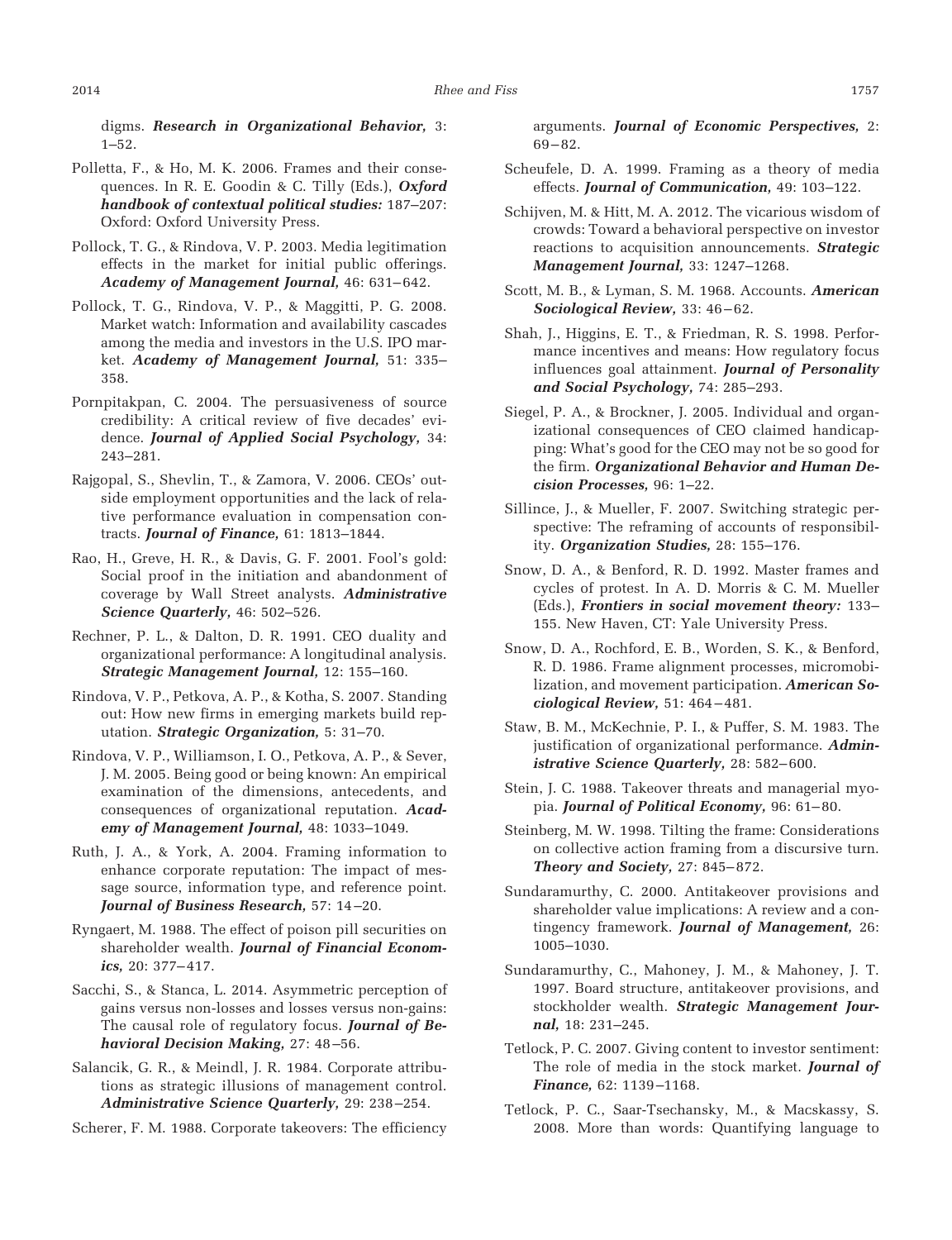digms. ***Research in Organizational Behavior,*** 3: 1–52.

Polletta, F., & Ho, M. K. 2006. Frames and their consequences. In R. E. Goodin & C. Tilly (Eds.), ***Oxford handbook of contextual political studies:*** 187–207: Oxford: Oxford University Press.

Pollock, T. G., & Rindova, V. P. 2003. Media legitimation effects in the market for initial public offerings. ***Academy of Management Journal,*** 46: 631–642.

Pollock, T. G., Rindova, V. P., & Maggitti, P. G. 2008. Market watch: Information and availability cascades among the media and investors in the U.S. IPO market. ***Academy of Management Journal,*** 51: 335–358.

Pornpitakpan, C. 2004. The persuasiveness of source credibility: A critical review of five decades' evidence. ***Journal of Applied Social Psychology,*** 34: 243–281.

Rajgopal, S., Shevlin, T., & Zamora, V. 2006. CEOs' outside employment opportunities and the lack of relative performance evaluation in compensation contracts. ***Journal of Finance,*** 61: 1813–1844.

Rao, H., Greve, H. R., & Davis, G. F. 2001. Fool's gold: Social proof in the initiation and abandonment of coverage by Wall Street analysts. ***Administrative Science Quarterly,*** 46: 502–526.

Rechner, P. L., & Dalton, D. R. 1991. CEO duality and organizational performance: A longitudinal analysis. ***Strategic Management Journal,*** 12: 155–160.

Rindova, V. P., Petkova, A. P., & Kotha, S. 2007. Standing out: How new firms in emerging markets build reputation. ***Strategic Organization,*** 5: 31–70.

Rindova, V. P., Williamson, I. O., Petkova, A. P., & Sever, J. M. 2005. Being good or being known: An empirical examination of the dimensions, antecedents, and consequences of organizational reputation. ***Academy of Management Journal,*** 48: 1033–1049.

Ruth, J. A., & York, A. 2004. Framing information to enhance corporate reputation: The impact of message source, information type, and reference point. ***Journal of Business Research,*** 57: 14–20.

Ryngaert, M. 1988. The effect of poison pill securities on shareholder wealth. ***Journal of Financial Economics,*** 20: 377–417.

Sacchi, S., & Stanca, L. 2014. Asymmetric perception of gains versus non-losses and losses versus non-gains: The causal role of regulatory focus. ***Journal of Behavioral Decision Making,*** 27: 48–56.

Salancik, G. R., & Meindl, J. R. 1984. Corporate attributions as strategic illusions of management control. ***Administrative Science Quarterly,*** 29: 238–254.

Scherer, F. M. 1988. Corporate takeovers: The efficiency arguments. ***Journal of Economic Perspectives,*** 2: 69–82.

Scheufele, D. A. 1999. Framing as a theory of media effects. ***Journal of Communication,*** 49: 103–122.

Schijven, M. & Hitt, M. A. 2012. The vicarious wisdom of crowds: Toward a behavioral perspective on investor reactions to acquisition announcements. ***Strategic Management Journal,*** 33: 1247–1268.

Scott, M. B., & Lyman, S. M. 1968. Accounts. ***American Sociological Review,*** 33: 46–62.

Shah, J., Higgins, E. T., & Friedman, R. S. 1998. Performance incentives and means: How regulatory focus influences goal attainment. ***Journal of Personality and Social Psychology,*** 74: 285–293.

Siegel, P. A., & Brockner, J. 2005. Individual and organizational consequences of CEO claimed handicapping: What's good for the CEO may not be so good for the firm. ***Organizational Behavior and Human Decision Processes,*** 96: 1–22.

Sillince, J., & Mueller, F. 2007. Switching strategic perspective: The reframing of accounts of responsibility. ***Organization Studies,*** 28: 155–176.

Snow, D. A., & Benford, R. D. 1992. Master frames and cycles of protest. In A. D. Morris & C. M. Mueller (Eds.), ***Frontiers in social movement theory:*** 133–155. New Haven, CT: Yale University Press.

Snow, D. A., Rochford, E. B., Worden, S. K., & Benford, R. D. 1986. Frame alignment processes, micromobilization, and movement participation. ***American Sociological Review,*** 51: 464–481.

Staw, B. M., McKechnie, P. I., & Puffer, S. M. 1983. The justification of organizational performance. ***Administrative Science Quarterly,*** 28: 582–600.

Stein, J. C. 1988. Takeover threats and managerial myopia. ***Journal of Political Economy,*** 96: 61–80.

Steinberg, M. W. 1998. Tilting the frame: Considerations on collective action framing from a discursive turn. ***Theory and Society,*** 27: 845–872.

Sundaramurthy, C. 2000. Antitakeover provisions and shareholder value implications: A review and a contingency framework. ***Journal of Management,*** 26: 1005–1030.

Sundaramurthy, C., Mahoney, J. M., & Mahoney, J. T. 1997. Board structure, antitakeover provisions, and stockholder wealth. ***Strategic Management Journal,*** 18: 231–245.

Tetlock, P. C. 2007. Giving content to investor sentiment: The role of media in the stock market. ***Journal of Finance,*** 62: 1139–1168.

Tetlock, P. C., Saar-Tsechansky, M., & Macskassy, S. 2008. More than words: Quantifying language to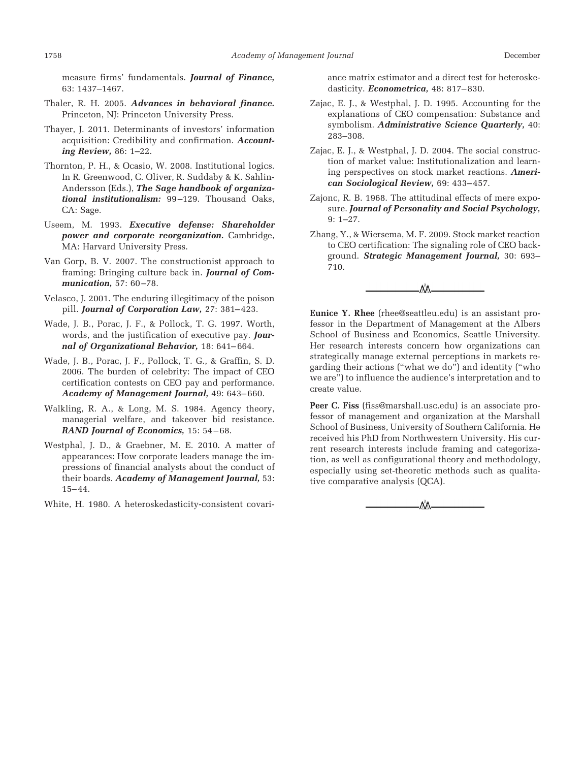measure firms' fundamentals. ***Journal of Finance,*** 63: 1437–1467.

Thaler, R. H. 2005. ***Advances in behavioral finance.*** Princeton, NJ: Princeton University Press.

Thayer, J. 2011. Determinants of investors' information acquisition: Credibility and confirmation. ***Accounting Review,*** 86: 1–22.

Thornton, P. H., & Ocasio, W. 2008. Institutional logics. In R. Greenwood, C. Oliver, R. Suddaby & K. Sahlin-Andersson (Eds.), ***The Sage handbook of organizational institutionalism:*** 99–129. Thousand Oaks, CA: Sage.

Useem, M. 1993. ***Executive defense: Shareholder power and corporate reorganization.*** Cambridge, MA: Harvard University Press.

Van Gorp, B. V. 2007. The constructionist approach to framing: Bringing culture back in. ***Journal of Communication,*** 57: 60–78.

Velasco, J. 2001. The enduring illegitimacy of the poison pill. ***Journal of Corporation Law,*** 27: 381–423.

Wade, J. B., Porac, J. F., & Pollock, T. G. 1997. Worth, words, and the justification of executive pay. ***Journal of Organizational Behavior,*** 18: 641–664.

Wade, J. B., Porac, J. F., Pollock, T. G., & Graffin, S. D. 2006. The burden of celebrity: The impact of CEO certification contests on CEO pay and performance. ***Academy of Management Journal,*** 49: 643–660.

Walkling, R. A., & Long, M. S. 1984. Agency theory, managerial welfare, and takeover bid resistance. ***RAND Journal of Economics,*** 15: 54–68.

Westphal, J. D., & Graebner, M. E. 2010. A matter of appearances: How corporate leaders manage the impressions of financial analysts about the conduct of their boards. ***Academy of Management Journal,*** 53: 15–44.

White, H. 1980. A heteroskedasticity-consistent covariance matrix estimator and a direct test for heteroskedasticity. ***Econometrica,*** 48: 817–830.

Zajac, E. J., & Westphal, J. D. 1995. Accounting for the explanations of CEO compensation: Substance and symbolism. ***Administrative Science Quarterly,*** 40: 283–308.

Zajac, E. J., & Westphal, J. D. 2004. The social construction of market value: Institutionalization and learning perspectives on stock market reactions. ***American Sociological Review,*** 69: 433–457.

Zajonc, R. B. 1968. The attitudinal effects of mere exposure. ***Journal of Personality and Social Psychology,*** 9: 1–27.

Zhang, Y., & Wiersema, M. F. 2009. Stock market reaction to CEO certification: The signaling role of CEO background. ***Strategic Management Journal,*** 30: 693–710.

---

**Eunice Y. Rhee** (rhee@seattleu.edu) is an assistant professor in the Department of Management at the Albers School of Business and Economics, Seattle University. Her research interests concern how organizations can strategically manage external perceptions in markets regarding their actions ("what we do") and identity ("who we are") to influence the audience's interpretation and to create value.

**Peer C. Fiss** (fiss@marshall.usc.edu) is an associate professor of management and organization at the Marshall School of Business, University of Southern California. He received his PhD from Northwestern University. His current research interests include framing and categorization, as well as configurational theory and methodology, especially using set-theoretic methods such as qualitative comparative analysis (QCA).

---